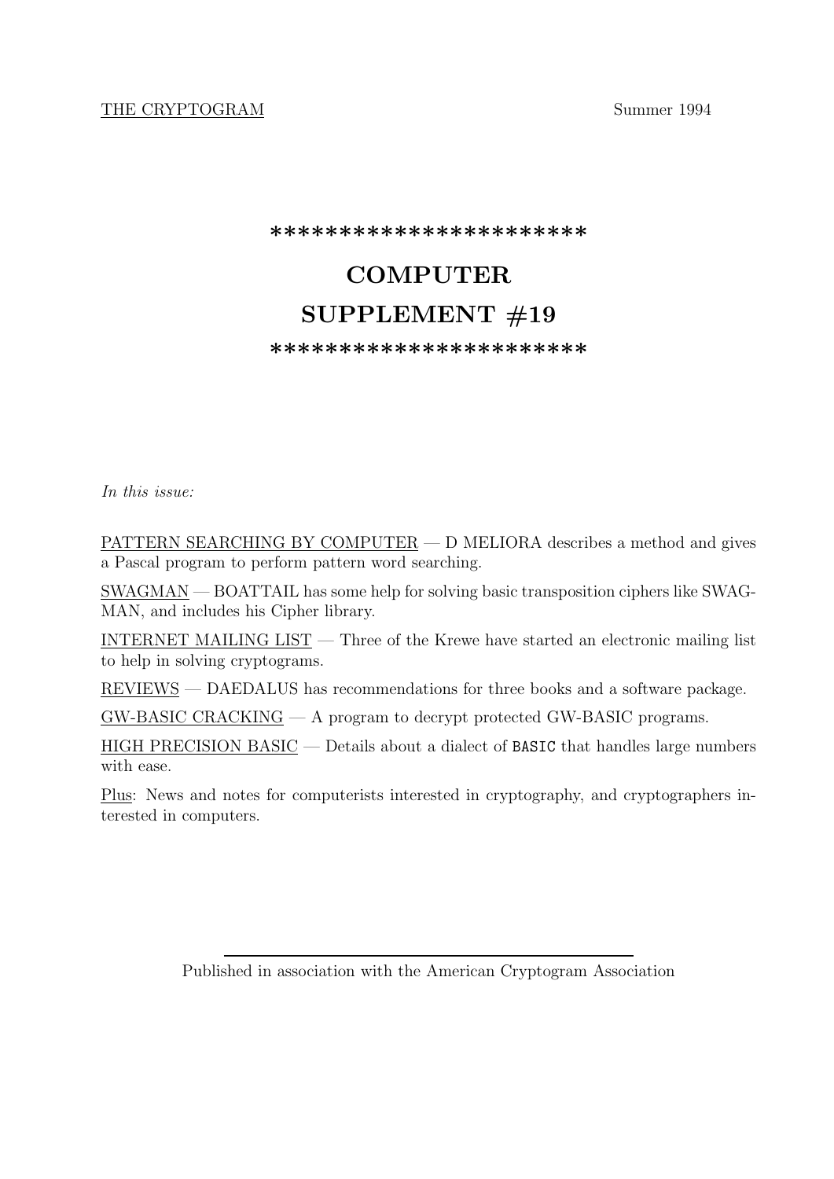THE CRYPTOGRAM Summer 1994

**********************

# COMPUTER SUPPLEMENT #19

**********************

*In this issue:*

PATTERN SEARCHING BY COMPUTER — D MELIORA describes a method and gives a Pascal program to perform pattern word searching.

SWAGMAN — BOATTAIL has some help for solving basic transposition ciphers like SWAGMAN, and includes his Cipher library.

INTERNET MAILING LIST — Three of the Krewe have started an electronic mailing list to help in solving cryptograms.

REVIEWS — DAEDALUS has recommendations for three books and a software package.

GW-BASIC CRACKING — A program to decrypt protected GW-BASIC programs.

HIGH PRECISION BASIC — Details about a dialect of `BASIC` that handles large numbers with ease.

Plus: News and notes for computerists interested in cryptography, and cryptographers interested in computers.

---

Published in association with the American Cryptogram Association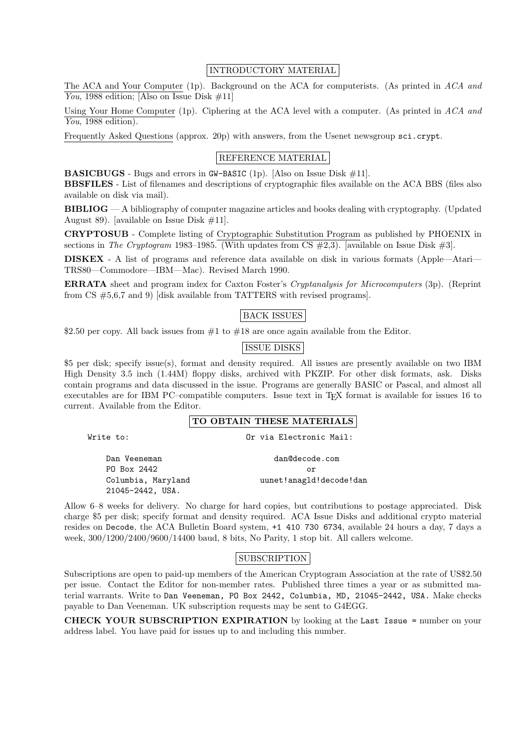## INTRODUCTORY MATERIAL

The ACA and Your Computer (1p). Background on the ACA for computerists. (As printed in *ACA and You*, 1988 edition; [Also on Issue Disk #11]

Using Your Home Computer (1p). Ciphering at the ACA level with a computer. (As printed in *ACA and You*, 1988 edition).

Frequently Asked Questions (approx. 20p) with answers, from the Usenet newsgroup `sci.crypt`.

## REFERENCE MATERIAL

**BASICBUGS** - Bugs and errors in `GW-BASIC` (1p). [Also on Issue Disk #11].

**BBSFILES** - List of filenames and descriptions of cryptographic files available on the ACA BBS (files also available on disk via mail).

**BIBLIOG** — A bibliography of computer magazine articles and books dealing with cryptography. (Updated August 89). [available on Issue Disk #11].

**CRYPTOSUB** - Complete listing of Cryptographic Substitution Program as published by PHOENIX in sections in *The Cryptogram* 1983–1985. (With updates from CS #2,3). [available on Issue Disk #3].

**DISKEX** - A list of programs and reference data available on disk in various formats (Apple—Atari—TRS80—Commodore—IBM—Mac). Revised March 1990.

**ERRATA** sheet and program index for Caxton Foster's *Cryptanalysis for Microcomputers* (3p). (Reprint from CS #5,6,7 and 9) [disk available from TATTERS with revised programs].

## BACK ISSUES

$2.50 per copy. All back issues from #1 to #18 are once again available from the Editor.

## ISSUE DISKS

$5 per disk; specify issue(s), format and density required. All issues are presently available on two IBM High Density 3.5 inch (1.44M) floppy disks, archived with PKZIP. For other disk formats, ask. Disks contain programs and data discussed in the issue. Programs are generally BASIC or Pascal, and almost all executables are for IBM PC–compatible computers. Issue text in TEX format is available for issues 16 to current. Available from the Editor.

## TO OBTAIN THESE MATERIALS

```
Write to:                        Or via Electronic Mail:

    Dan Veeneman                        dan@decode.com
    PO Box 2442                               or
    Columbia, Maryland             uunet!anagld!decode!dan
    21045-2442, USA.
```

Allow 6–8 weeks for delivery. No charge for hard copies, but contributions to postage appreciated. Disk charge $5 per disk; specify format and density required. ACA Issue Disks and additional crypto material resides on `Decode`, the ACA Bulletin Board system, `+1 410 730 6734`, available 24 hours a day, 7 days a week, 300/1200/2400/9600/14400 baud, 8 bits, No Parity, 1 stop bit. All callers welcome.

## SUBSCRIPTION

Subscriptions are open to paid-up members of the American Cryptogram Association at the rate of US$2.50 per issue. Contact the Editor for non-member rates. Published three times a year or as submitted material warrants. Write to `Dan Veeneman, PO Box 2442, Columbia, MD, 21045-2442, USA.` Make checks payable to Dan Veeneman. UK subscription requests may be sent to G4EGG.

**CHECK YOUR SUBSCRIPTION EXPIRATION** by looking at the `Last Issue =` number on your address label. You have paid for issues up to and including this number.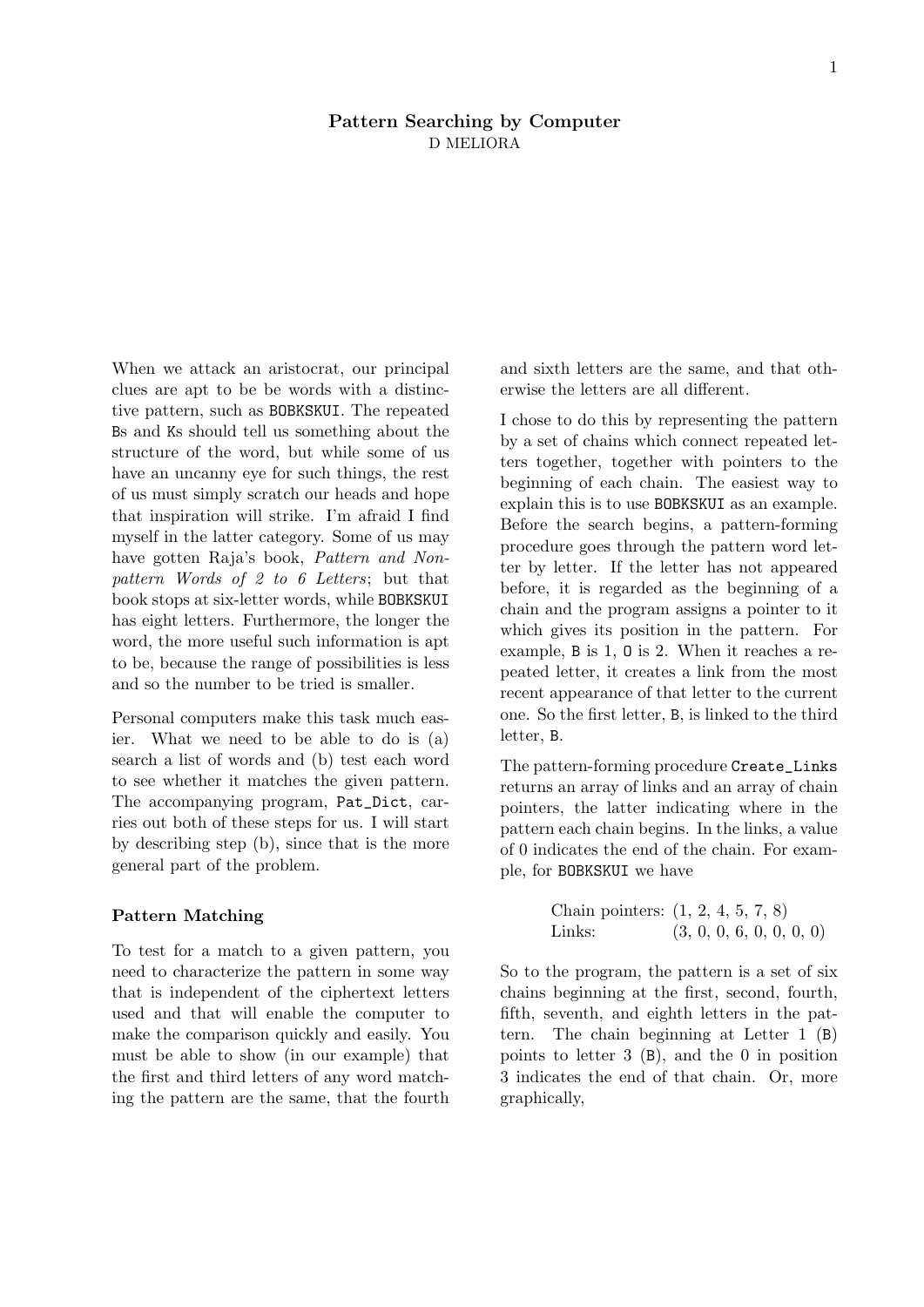**Pattern Searching by Computer**
D MELIORA

When we attack an aristocrat, our principal clues are apt to be be words with a distinctive pattern, such as `BOBKSKUI`. The repeated `B`s and `K`s should tell us something about the structure of the word, but while some of us have an uncanny eye for such things, the rest of us must simply scratch our heads and hope that inspiration will strike. I'm afraid I find myself in the latter category. Some of us may have gotten Raja's book, *Pattern and Non-pattern Words of 2 to 6 Letters*; but that book stops at six-letter words, while `BOBKSKUI` has eight letters. Furthermore, the longer the word, the more useful such information is apt to be, because the range of possibilities is less and so the number to be tried is smaller.

Personal computers make this task much easier. What we need to be able to do is (a) search a list of words and (b) test each word to see whether it matches the given pattern. The accompanying program, `Pat_Dict`, carries out both of these steps for us. I will start by describing step (b), since that is the more general part of the problem.

### Pattern Matching

To test for a match to a given pattern, you need to characterize the pattern in some way that is independent of the ciphertext letters used and that will enable the computer to make the comparison quickly and easily. You must be able to show (in our example) that the first and third letters of any word matching the pattern are the same, that the fourth and sixth letters are the same, and that otherwise the letters are all different.

I chose to do this by representing the pattern by a set of chains which connect repeated letters together, together with pointers to the beginning of each chain. The easiest way to explain this is to use `BOBKSKUI` as an example. Before the search begins, a pattern-forming procedure goes through the pattern word letter by letter. If the letter has not appeared before, it is regarded as the beginning of a chain and the program assigns a pointer to it which gives its position in the pattern. For example, `B` is 1, `O` is 2. When it reaches a repeated letter, it creates a link from the most recent appearance of that letter to the current one. So the first letter, `B`, is linked to the third letter, `B`.

The pattern-forming procedure `Create_Links` returns an array of links and an array of chain pointers, the latter indicating where in the pattern each chain begins. In the links, a value of 0 indicates the end of the chain. For example, for `BOBKSKUI` we have

Chain pointers: (1, 2, 4, 5, 7, 8)
Links: (3, 0, 0, 6, 0, 0, 0, 0)

So to the program, the pattern is a set of six chains beginning at the first, second, fourth, fifth, seventh, and eighth letters in the pattern. The chain beginning at Letter 1 (`B`) points to letter 3 (`B`), and the 0 in position 3 indicates the end of that chain. Or, more graphically,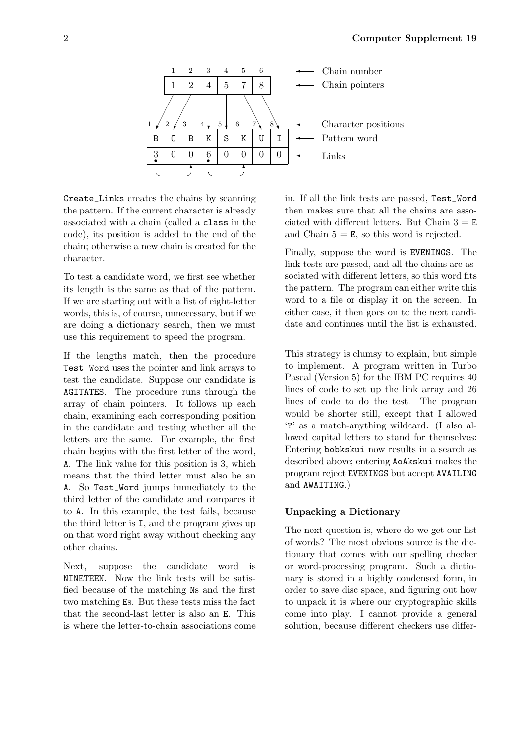| Chain number | 1 | 2 | 3 | 4 | 5 | 6 | | |
|---|---|---|---|---|---|---|---|---|
| Chain pointers | 1 | 2 | 4 | 5 | 7 | 8 | | |
| Character positions | 1 | 2 | 3 | 4 | 5 | 6 | 7 | 8 |
| Pattern word | B | O | B | K | S | K | U | I |
| Links | 3 | 0 | 0 | 6 | 0 | 0 | 0 | 0 |

Create_Links creates the chains by scanning the pattern. If the current character is already associated with a chain (called a class in the code), its position is added to the end of the chain; otherwise a new chain is created for the character.

To test a candidate word, we first see whether its length is the same as that of the pattern. If we are starting out with a list of eight-letter words, this is, of course, unnecessary, but if we are doing a dictionary search, then we must use this requirement to speed the program.

If the lengths match, then the procedure Test_Word uses the pointer and link arrays to test the candidate. Suppose our candidate is AGITATES. The procedure runs through the array of chain pointers. It follows up each chain, examining each corresponding position in the candidate and testing whether all the letters are the same. For example, the first chain begins with the first letter of the word, A. The link value for this position is 3, which means that the third letter must also be an A. So Test_Word jumps immediately to the third letter of the candidate and compares it to A. In this example, the test fails, because the third letter is I, and the program gives up on that word right away without checking any other chains.

Next, suppose the candidate word is NINETEEN. Now the link tests will be satisfied because of the matching Ns and the first two matching Es. But these tests miss the fact that the second-last letter is also an E. This is where the letter-to-chain associations come in. If all the link tests are passed, Test_Word then makes sure that all the chains are associated with different letters. But Chain 3 = E and Chain 5 = E, so this word is rejected.

Finally, suppose the word is EVENINGS. The link tests are passed, and all the chains are associated with different letters, so this word fits the pattern. The program can either write this word to a file or display it on the screen. In either case, it then goes on to the next candidate and continues until the list is exhausted.

This strategy is clumsy to explain, but simple to implement. A program written in Turbo Pascal (Version 5) for the IBM PC requires 40 lines of code to set up the link array and 26 lines of code to do the test. The program would be shorter still, except that I allowed '?' as a match-anything wildcard. (I also allowed capital letters to stand for themselves: Entering bobkskui now results in a search as described above; entering AoAkskui makes the program reject EVENINGS but accept AVAILING and AWAITING.)

### Unpacking a Dictionary

The next question is, where do we get our list of words? The most obvious source is the dictionary that comes with our spelling checker or word-processing program. Such a dictionary is stored in a highly condensed form, in order to save disc space, and figuring out how to unpack it is where our cryptographic skills come into play. I cannot provide a general solution, because different checkers use differ-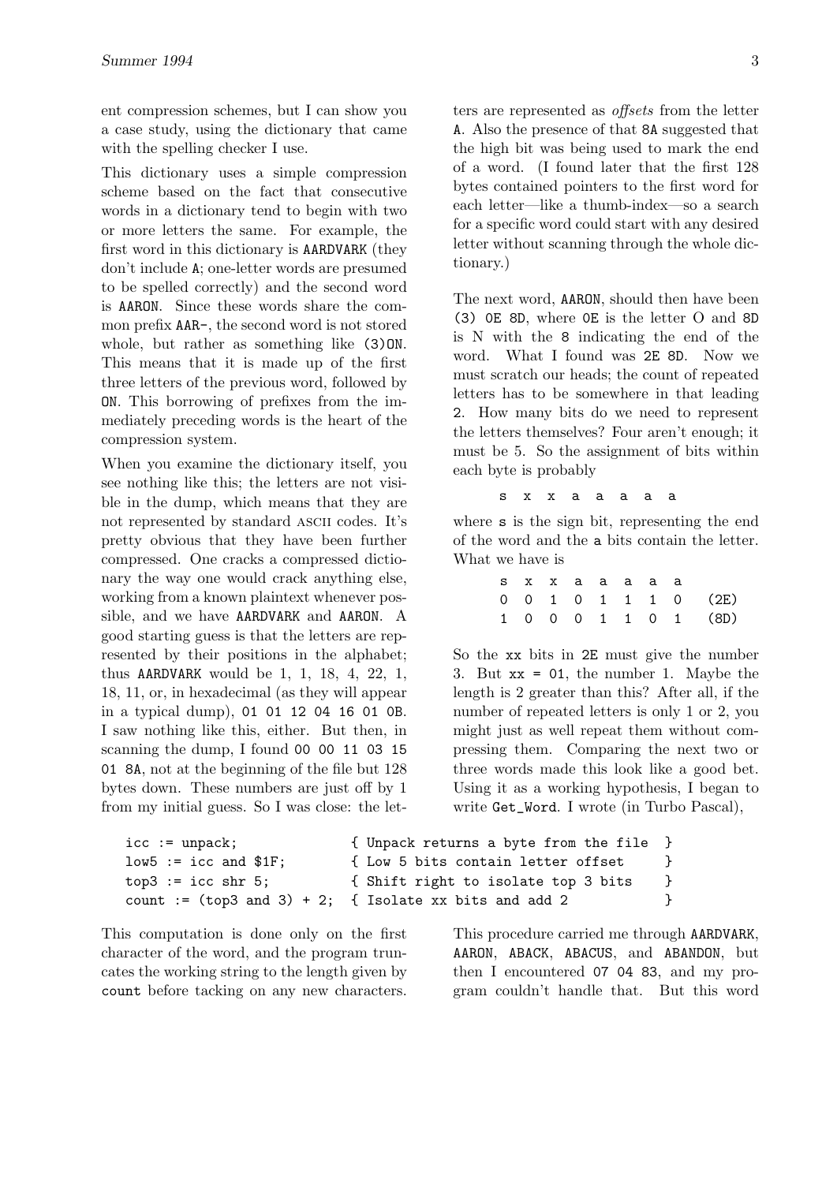ent compression schemes, but I can show you a case study, using the dictionary that came with the spelling checker I use.

This dictionary uses a simple compression scheme based on the fact that consecutive words in a dictionary tend to begin with two or more letters the same. For example, the first word in this dictionary is `AARDVARK` (they don't include `A`; one-letter words are presumed to be spelled correctly) and the second word is `AARON`. Since these words share the common prefix `AAR-`, the second word is not stored whole, but rather as something like `(3)ON`. This means that it is made up of the first three letters of the previous word, followed by `ON`. This borrowing of prefixes from the immediately preceding words is the heart of the compression system.

When you examine the dictionary itself, you see nothing like this; the letters are not visible in the dump, which means that they are not represented by standard ASCII codes. It's pretty obvious that they have been further compressed. One cracks a compressed dictionary the way one would crack anything else, working from a known plaintext whenever possible, and we have `AARDVARK` and `AARON`. A good starting guess is that the letters are represented by their positions in the alphabet; thus `AARDVARK` would be 1, 1, 18, 4, 22, 1, 18, 11, or, in hexadecimal (as they will appear in a typical dump), `01 01 12 04 16 01 0B`. I saw nothing like this, either. But then, in scanning the dump, I found `00 00 11 03 15 01 8A`, not at the beginning of the file but 128 bytes down. These numbers are just off by 1 from my initial guess. So I was close: the letters are represented as *offsets* from the letter `A`. Also the presence of that `8A` suggested that the high bit was being used to mark the end of a word. (I found later that the first 128 bytes contained pointers to the first word for each letter—like a thumb-index—so a search for a specific word could start with any desired letter without scanning through the whole dictionary.)

The next word, `AARON`, should then have been `(3) 0E 8D`, where `0E` is the letter O and `8D` is N with the `8` indicating the end of the word. What I found was `2E 8D`. Now we must scratch our heads; the count of repeated letters has to be somewhere in that leading `2`. How many bits do we need to represent the letters themselves? Four aren't enough; it must be 5. So the assignment of bits within each byte is probably

```
s x x a a a a a
```

where `s` is the sign bit, representing the end of the word and the `a` bits contain the letter. What we have is

```
s x x a a a a a
0 0 1 0 1 1 1 0   (2E)
1 0 0 0 1 1 0 1   (8D)
```

So the `xx` bits in `2E` must give the number 3. But `xx = 01`, the number 1. Maybe the length is 2 greater than this? After all, if the number of repeated letters is only 1 or 2, you might just as well repeat them without compressing them. Comparing the next two or three words made this look like a good bet. Using it as a working hypothesis, I began to write `Get_Word`. I wrote (in Turbo Pascal),

```
icc := unpack;                 { Unpack returns a byte from the file  }
low5 := icc and $1F;           { Low 5 bits contain letter offset     }
top3 := icc shr 5;             { Shift right to isolate top 3 bits    }
count := (top3 and 3) + 2;     { Isolate xx bits and add 2            }
```

This computation is done only on the first character of the word, and the program truncates the working string to the length given by `count` before tacking on any new characters.

This procedure carried me through `AARDVARK`, `AARON`, `ABACK`, `ABACUS`, and `ABANDON`, but then I encountered `07 04 83`, and my program couldn't handle that. But this word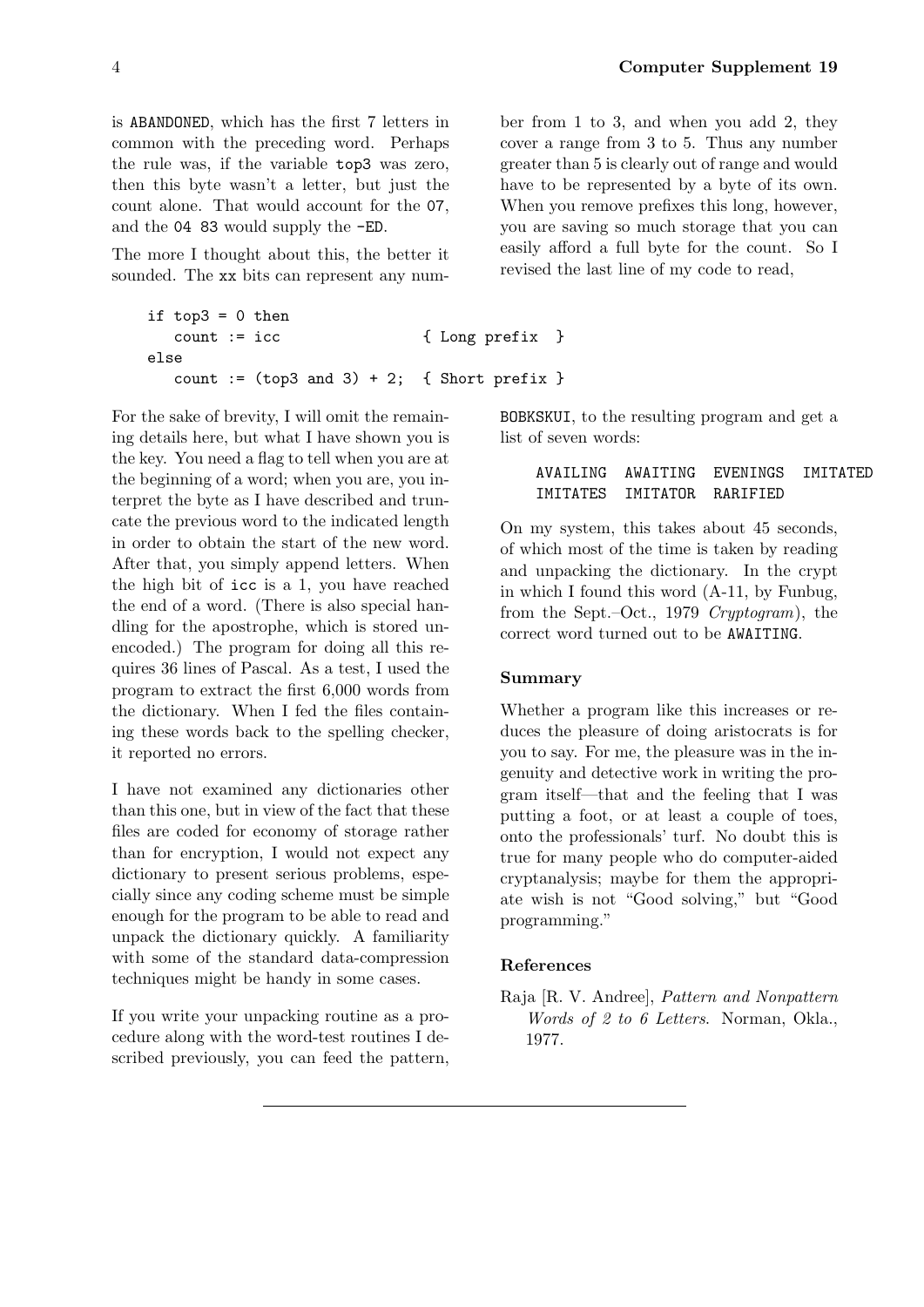is ABANDONED, which has the first 7 letters in common with the preceding word. Perhaps the rule was, if the variable top3 was zero, then this byte wasn't a letter, but just the count alone. That would account for the 07, and the 04 83 would supply the -ED.

The more I thought about this, the better it sounded. The xx bits can represent any number from 1 to 3, and when you add 2, they cover a range from 3 to 5. Thus any number greater than 5 is clearly out of range and would have to be represented by a byte of its own. When you remove prefixes this long, however, you are saving so much storage that you can easily afford a full byte for the count. So I revised the last line of my code to read,

```
if top3 = 0 then
   count := icc               { Long prefix  }
else
   count := (top3 and 3) + 2;  { Short prefix }
```

For the sake of brevity, I will omit the remaining details here, but what I have shown you is the key. You need a flag to tell when you are at the beginning of a word; when you are, you interpret the byte as I have described and truncate the previous word to the indicated length in order to obtain the start of the new word. After that, you simply append letters. When the high bit of icc is a 1, you have reached the end of a word. (There is also special handling for the apostrophe, which is stored unencoded.) The program for doing all this requires 36 lines of Pascal. As a test, I used the program to extract the first 6,000 words from the dictionary. When I fed the files containing these words back to the spelling checker, it reported no errors.

I have not examined any dictionaries other than this one, but in view of the fact that these files are coded for economy of storage rather than for encryption, I would not expect any dictionary to present serious problems, especially since any coding scheme must be simple enough for the program to be able to read and unpack the dictionary quickly. A familiarity with some of the standard data-compression techniques might be handy in some cases.

If you write your unpacking routine as a procedure along with the word-test routines I described previously, you can feed the pattern, BOBKSKUI, to the resulting program and get a list of seven words:

```
AVAILING  AWAITING  EVENINGS  IMITATED
IMITATES  IMITATOR  RARIFIED
```

On my system, this takes about 45 seconds, of which most of the time is taken by reading and unpacking the dictionary. In the crypt in which I found this word (A-11, by Funbug, from the Sept.–Oct., 1979 *Cryptogram*), the correct word turned out to be AWAITING.

### Summary

Whether a program like this increases or reduces the pleasure of doing aristocrats is for you to say. For me, the pleasure was in the ingenuity and detective work in writing the program itself—that and the feeling that I was putting a foot, or at least a couple of toes, onto the professionals' turf. No doubt this is true for many people who do computer-aided cryptanalysis; maybe for them the appropriate wish is not "Good solving," but "Good programming."

### References

Raja [R. V. Andree], *Pattern and Nonpattern Words of 2 to 6 Letters.* Norman, Okla., 1977.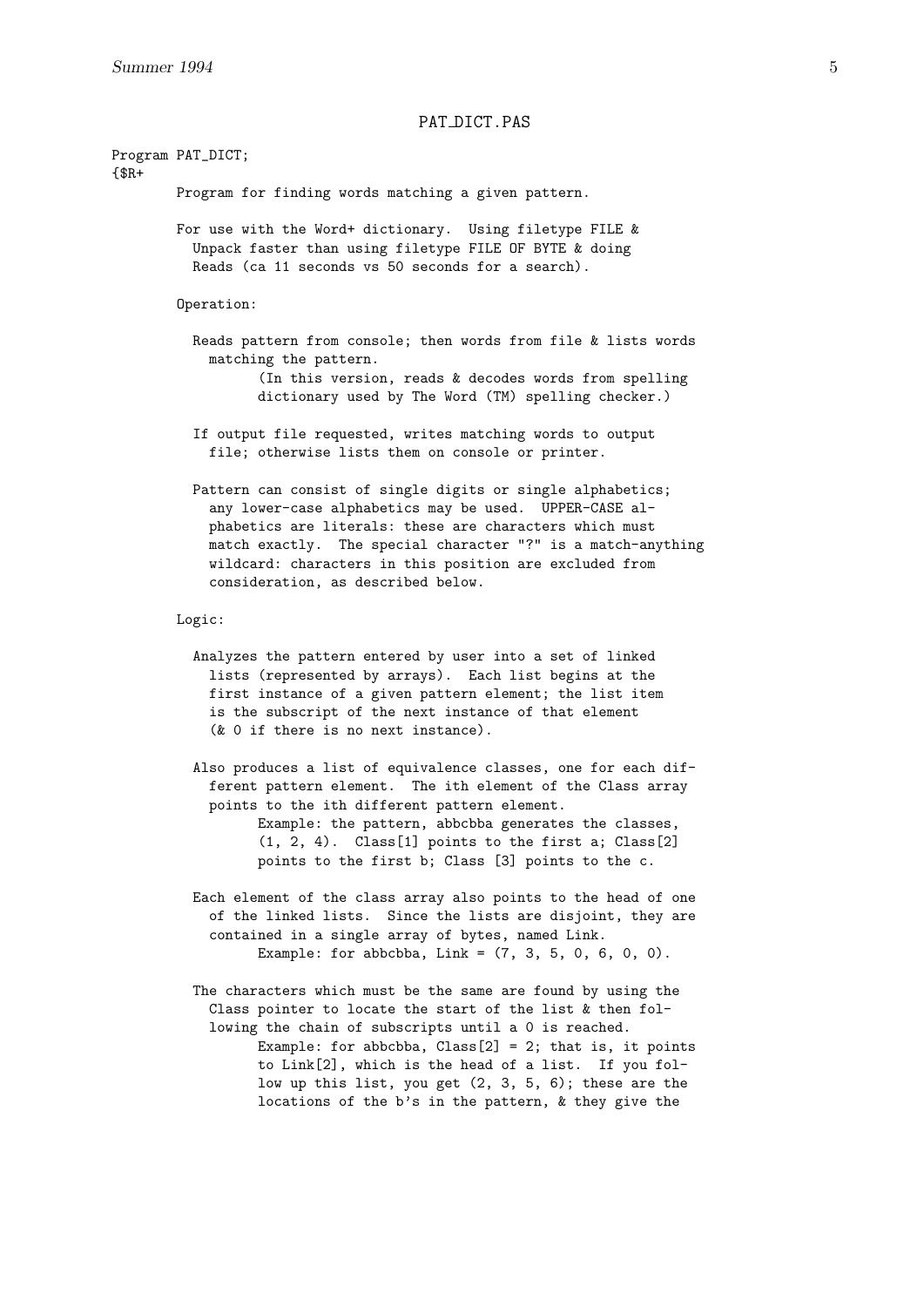PAT_DICT.PAS

```
Program PAT_DICT;
{$R+
        Program for finding words matching a given pattern.

        For use with the Word+ dictionary.  Using filetype FILE &
          Unpack faster than using filetype FILE OF BYTE & doing
          Reads (ca 11 seconds vs 50 seconds for a search).

        Operation:

          Reads pattern from console; then words from file & lists words
            matching the pattern.
                  (In this version, reads & decodes words from spelling
                  dictionary used by The Word (TM) spelling checker.)

          If output file requested, writes matching words to output
            file; otherwise lists them on console or printer.

          Pattern can consist of single digits or single alphabetics;
            any lower-case alphabetics may be used.  UPPER-CASE al-
            phabetics are literals: these are characters which must
            match exactly.  The special character "?" is a match-anything
            wildcard: characters in this position are excluded from
            consideration, as described below.

        Logic:

          Analyzes the pattern entered by user into a set of linked
            lists (represented by arrays).  Each list begins at the
            first instance of a given pattern element; the list item
            is the subscript of the next instance of that element
            (& 0 if there is no next instance).

          Also produces a list of equivalence classes, one for each dif-
            ferent pattern element.  The ith element of the Class array
            points to the ith different pattern element.
                  Example: the pattern, abbcbba generates the classes,
                  (1, 2, 4).  Class[1] points to the first a; Class[2]
                  points to the first b; Class [3] points to the c.

          Each element of the class array also points to the head of one
            of the linked lists.  Since the lists are disjoint, they are
            contained in a single array of bytes, named Link.
                  Example: for abbcbba, Link = (7, 3, 5, 0, 6, 0, 0).

          The characters which must be the same are found by using the
            Class pointer to locate the start of the list & then fol-
            lowing the chain of subscripts until a 0 is reached.
                  Example: for abbcbba, Class[2] = 2; that is, it points
                  to Link[2], which is the head of a list.  If you fol-
                  low up this list, you get (2, 3, 5, 6); these are the
                  locations of the b's in the pattern, & they give the
```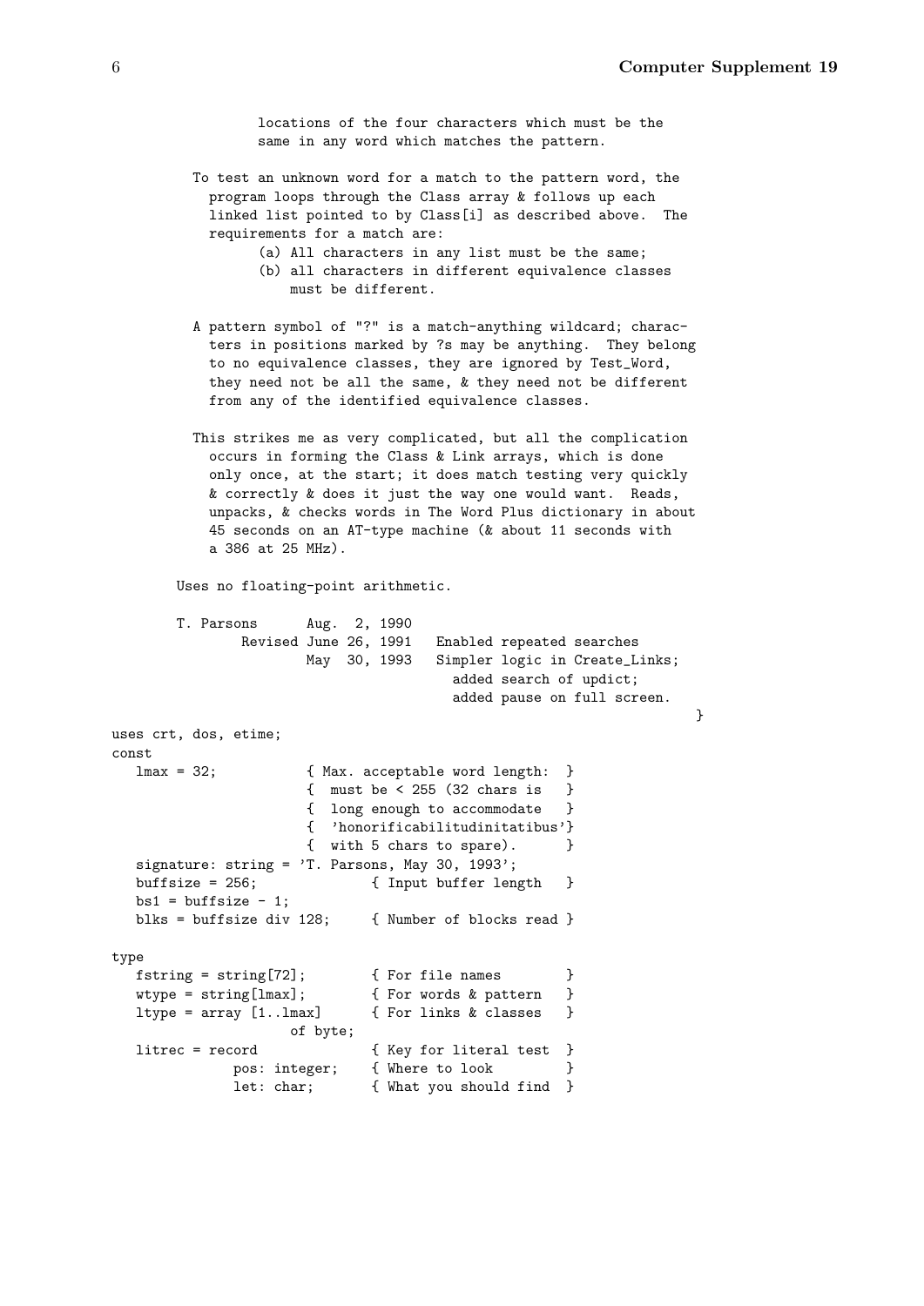```
                locations of the four characters which must be the
                same in any word which matches the pattern.

         To test an unknown word for a match to the pattern word, the
           program loops through the Class array & follows up each
           linked list pointed to by Class[i] as described above.  The
           requirements for a match are:
                (a) All characters in any list must be the same;
                (b) all characters in different equivalence classes
                    must be different.

         A pattern symbol of "?" is a match-anything wildcard; charac-
           ters in positions marked by ?s may be anything.  They belong
           to no equivalence classes, they are ignored by Test_Word,
           they need not be all the same, & they need not be different
           from any of the identified equivalence classes.

         This strikes me as very complicated, but all the complication
           occurs in forming the Class & Link arrays, which is done
           only once, at the start; it does match testing very quickly
           & correctly & does it just the way one would want.  Reads,
           unpacks, & checks words in The Word Plus dictionary in about
           45 seconds on an AT-type machine (& about 11 seconds with
           a 386 at 25 MHz).

       Uses no floating-point arithmetic.

       T. Parsons      Aug.  2, 1990
             Revised June 26, 1991   Enabled repeated searches
                     May  30, 1993   Simpler logic in Create_Links;
                                       added search of updict;
                                       added pause on full screen.
                                                                   }
uses crt, dos, etime;
const
   lmax = 32;          { Max. acceptable word length:  }
                       {  must be < 255 (32 chars is   }
                       {  long enough to accommodate   }
                       {  'honorificabilitudinitatibus'}
                       {  with 5 chars to spare).      }
   signature: string = 'T. Parsons, May 30, 1993';
   buffsize = 256;             { Input buffer length   }
   bs1 = buffsize - 1;
   blks = buffsize div 128;    { Number of blocks read }

type
   fstring = string[72];       { For file names        }
   wtype = string[lmax];       { For words & pattern   }
   ltype = array [1..lmax]     { For links & classes   }
                 of byte;
   litrec = record             { Key for literal test  }
             pos: integer;     { Where to look         }
             let: char;        { What you should find  }
```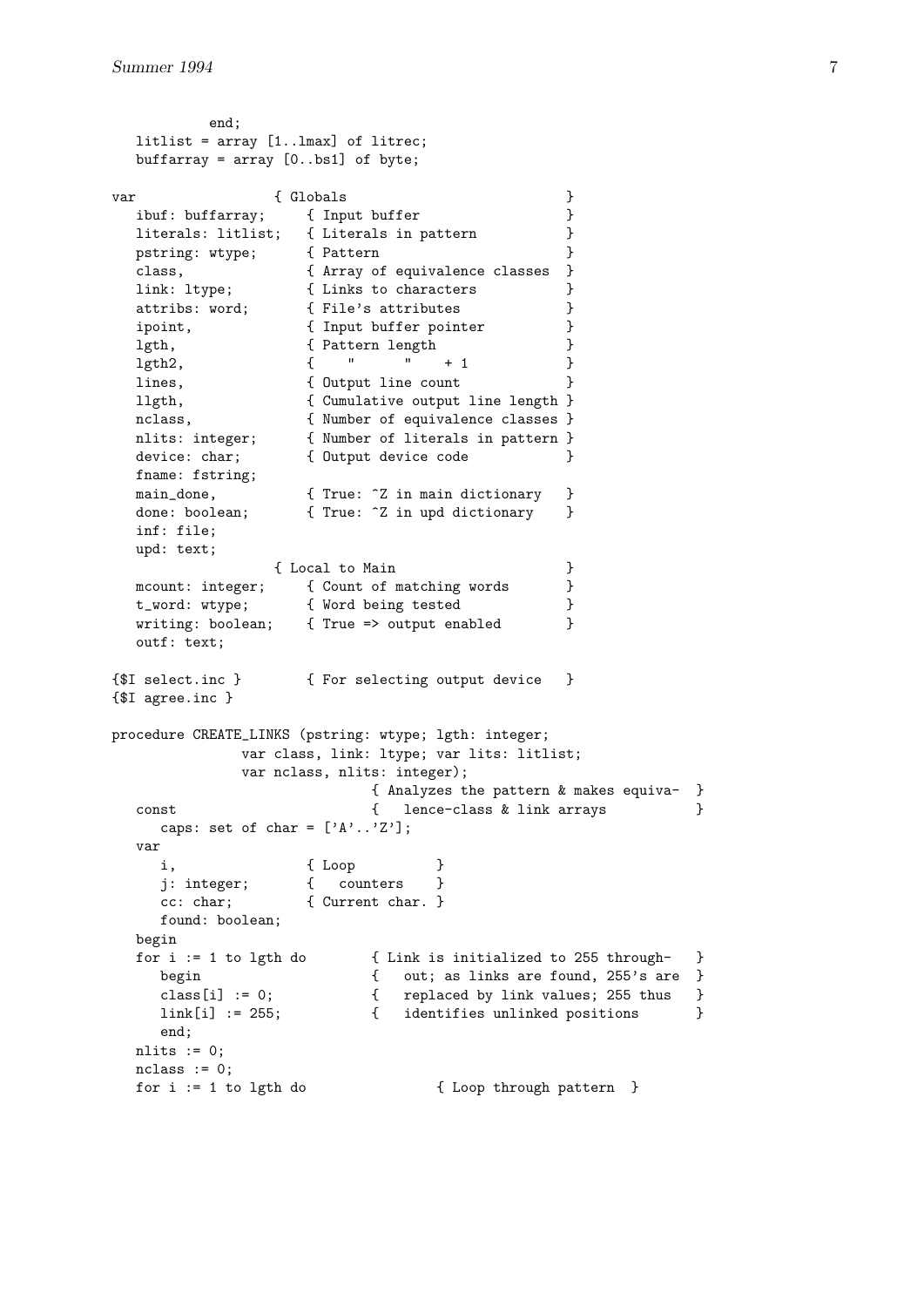```
          end;
   litlist = array [1..lmax] of litrec;
   buffarray = array [0..bs1] of byte;

var                 { Globals                          }
   ibuf: buffarray;     { Input buffer                 }
   literals: litlist;   { Literals in pattern          }
   pstring: wtype;      { Pattern                      }
   class,               { Array of equivalence classes  }
   link: ltype;         { Links to characters          }
   attribs: word;       { File's attributes            }
   ipoint,              { Input buffer pointer         }
   lgth,                { Pattern length               }
   lgth2,               {    "      "    + 1           }
   lines,               { Output line count            }
   llgth,               { Cumulative output line length }
   nclass,              { Number of equivalence classes }
   nlits: integer;      { Number of literals in pattern }
   device: char;        { Output device code           }
   fname: fstring;
   main_done,           { True: ^Z in main dictionary   }
   done: boolean;       { True: ^Z in upd dictionary    }
   inf: file;
   upd: text;
                    { Local to Main                    }
   mcount: integer;     { Count of matching words      }
   t_word: wtype;       { Word being tested            }
   writing: boolean;    { True => output enabled       }
   outf: text;

{$I select.inc }        { For selecting output device   }
{$I agree.inc }

procedure CREATE_LINKS (pstring: wtype; lgth: integer;
                var class, link: ltype; var lits: litlist;
                var nclass, nlits: integer);
                                { Analyzes the pattern & makes equiva-  }
   const                        {   lence-class & link arrays           }
      caps: set of char = ['A'..'Z'];
   var
      i,                { Loop          }
      j: integer;       {   counters    }
      cc: char;         { Current char. }
      found: boolean;
   begin
   for i := 1 to lgth do        { Link is initialized to 255 through-   }
      begin                     {   out; as links are found, 255's are  }
      class[i] := 0;            {   replaced by link values; 255 thus   }
      link[i] := 255;           {   identifies unlinked positions       }
      end;
   nlits := 0;
   nclass := 0;
   for i := 1 to lgth do                { Loop through pattern  }
```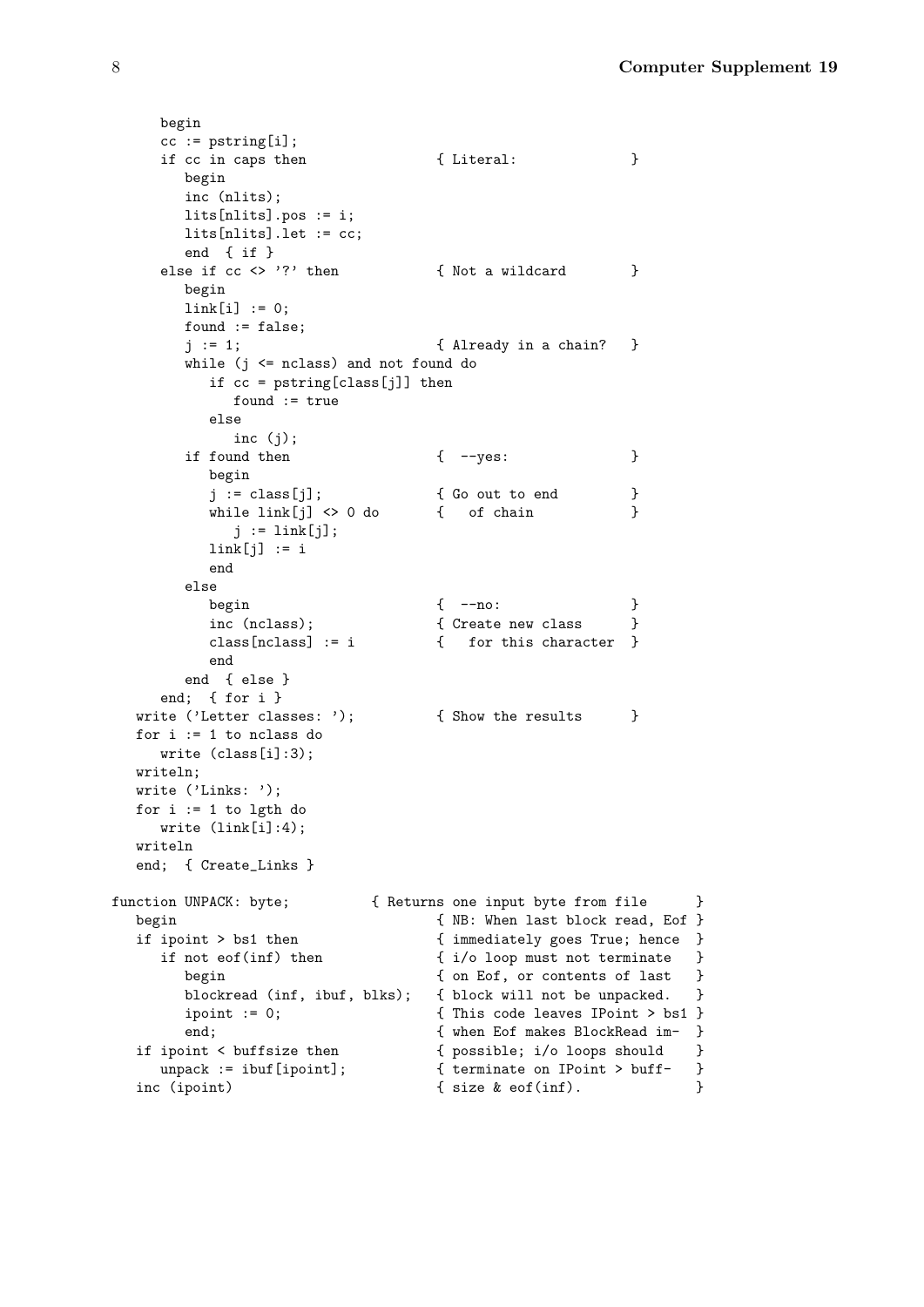```
      begin
      cc := pstring[i];
      if cc in caps then              { Literal:            }
         begin
         inc (nlits);
         lits[nlits].pos := i;
         lits[nlits].let := cc;
         end  { if }
      else if cc <> '?' then          { Not a wildcard      }
         begin
         link[i] := 0;
         found := false;
         j := 1;                      { Already in a chain?  }
         while (j <= nclass) and not found do
            if cc = pstring[class[j]] then
               found := true
            else
               inc (j);
         if found then                {  --yes:             }
            begin
            j := class[j];            { Go out to end       }
            while link[j] <> 0 do     {   of chain          }
               j := link[j];
            link[j] := i
            end
         else
            begin                     {  --no:              }
            inc (nclass);             { Create new class    }
            class[nclass] := i        {   for this character  }
            end
         end  { else }
      end;  { for i }
   write ('Letter classes: ');        { Show the results    }
   for i := 1 to nclass do
      write (class[i]:3);
   writeln;
   write ('Links: ');
   for i := 1 to lgth do
      write (link[i]:4);
   writeln
   end;  { Create_Links }

function UNPACK: byte;          { Returns one input byte from file      }
   begin                              { NB: When last block read, Eof }
   if ipoint > bs1 then               { immediately goes True; hence  }
      if not eof(inf) then            { i/o loop must not terminate   }
         begin                        { on Eof, or contents of last   }
         blockread (inf, ibuf, blks); { block will not be unpacked.   }
         ipoint := 0;                 { This code leaves IPoint > bs1 }
         end;                         { when Eof makes BlockRead im-  }
   if ipoint < buffsize then          { possible; i/o loops should    }
      unpack := ibuf[ipoint];         { terminate on IPoint > buff-   }
   inc (ipoint)                       { size & eof(inf).              }
```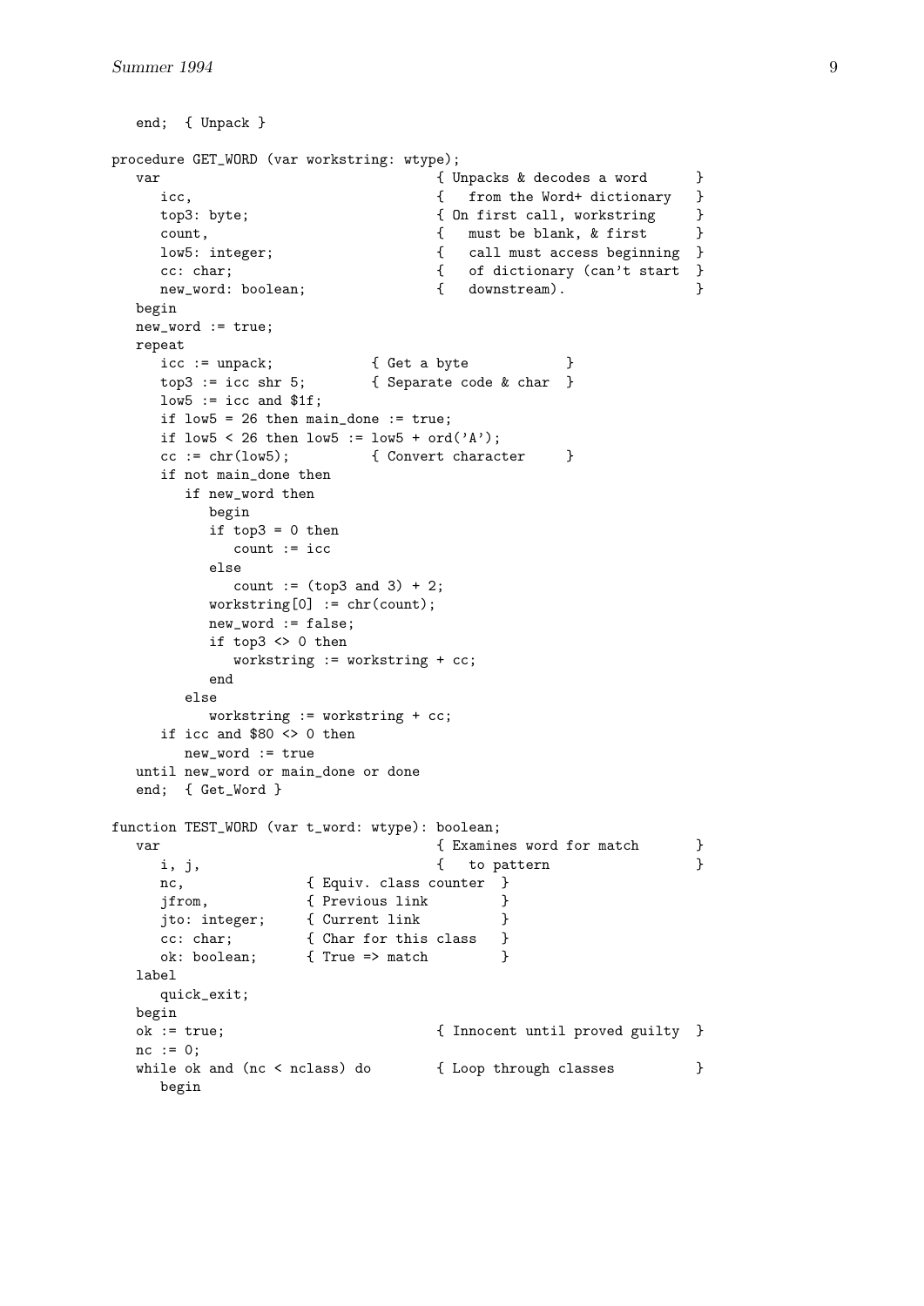```
   end;  { Unpack }

procedure GET_WORD (var workstring: wtype);
   var                                { Unpacks & decodes a word      }
      icc,                            {   from the Word+ dictionary   }
      top3: byte;                     { On first call, workstring     }
      count,                          {   must be blank, & first      }
      low5: integer;                  {   call must access beginning  }
      cc: char;                       {   of dictionary (can't start  }
      new_word: boolean;              {   downstream).                }
   begin
   new_word := true;
   repeat
      icc := unpack;            { Get a byte           }
      top3 := icc shr 5;        { Separate code & char  }
      low5 := icc and $1f;
      if low5 = 26 then main_done := true;
      if low5 < 26 then low5 := low5 + ord('A');
      cc := chr(low5);          { Convert character     }
      if not main_done then
         if new_word then
            begin
            if top3 = 0 then
               count := icc
            else
               count := (top3 and 3) + 2;
            workstring[0] := chr(count);
            new_word := false;
            if top3 <> 0 then
               workstring := workstring + cc;
            end
         else
            workstring := workstring + cc;
      if icc and $80 <> 0 then
         new_word := true
   until new_word or main_done or done
   end;  { Get_Word }

function TEST_WORD (var t_word: wtype): boolean;
   var                                { Examines word for match       }
      i, j,                           {   to pattern                  }
      nc,              { Equiv. class counter  }
      jfrom,           { Previous link         }
      jto: integer;    { Current link          }
      cc: char;        { Char for this class   }
      ok: boolean;     { True => match         }
   label
      quick_exit;
   begin
   ok := true;                        { Innocent until proved guilty  }
   nc := 0;
   while ok and (nc < nclass) do      { Loop through classes          }
      begin
```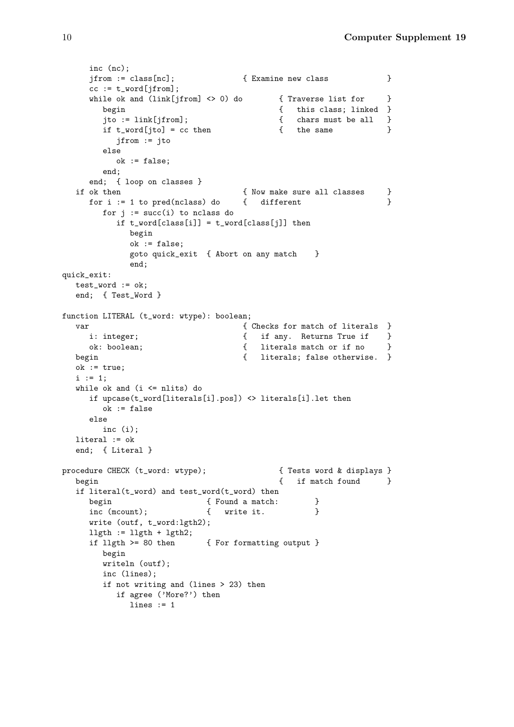```
      inc (nc);
      jfrom := class[nc];              { Examine new class            }
      cc := t_word[jfrom];
      while ok and (link[jfrom] <> 0) do        { Traverse list for     }
         begin                                  {   this class; linked  }
         jto := link[jfrom];                    {   chars must be all   }
         if t_word[jto] = cc then               {   the same            }
            jfrom := jto
         else
            ok := false;
         end;
      end;  { loop on classes }
   if ok then                          { Now make sure all classes     }
      for i := 1 to pred(nclass) do    {   different                   }
         for j := succ(i) to nclass do
            if t_word[class[i]] = t_word[class[j]] then
               begin
               ok := false;
               goto quick_exit  { Abort on any match    }
               end;
quick_exit:
   test_word := ok;
   end;  { Test_Word }

function LITERAL (t_word: wtype): boolean;
   var                                 { Checks for match of literals  }
      i: integer;                      {   if any.  Returns True if    }
      ok: boolean;                     {   literals match or if no     }
   begin                               {   literals; false otherwise.  }
   ok := true;
   i := 1;
   while ok and (i <= nlits) do
      if upcase(t_word[literals[i].pos]) <> literals[i].let then
         ok := false
      else
         inc (i);
   literal := ok
   end;  { Literal }

procedure CHECK (t_word: wtype);               { Tests word & displays }
   begin                                       {   if match found      }
   if literal(t_word) and test_word(t_word) then
      begin                    { Found a match:        }
      inc (mcount);            {   write it.           }
      write (outf, t_word:lgth2);
      llgth := llgth + lgth2;
      if llgth >= 80 then      { For formatting output }
         begin
         writeln (outf);
         inc (lines);
         if not writing and (lines > 23) then
            if agree ('More?') then
               lines := 1
```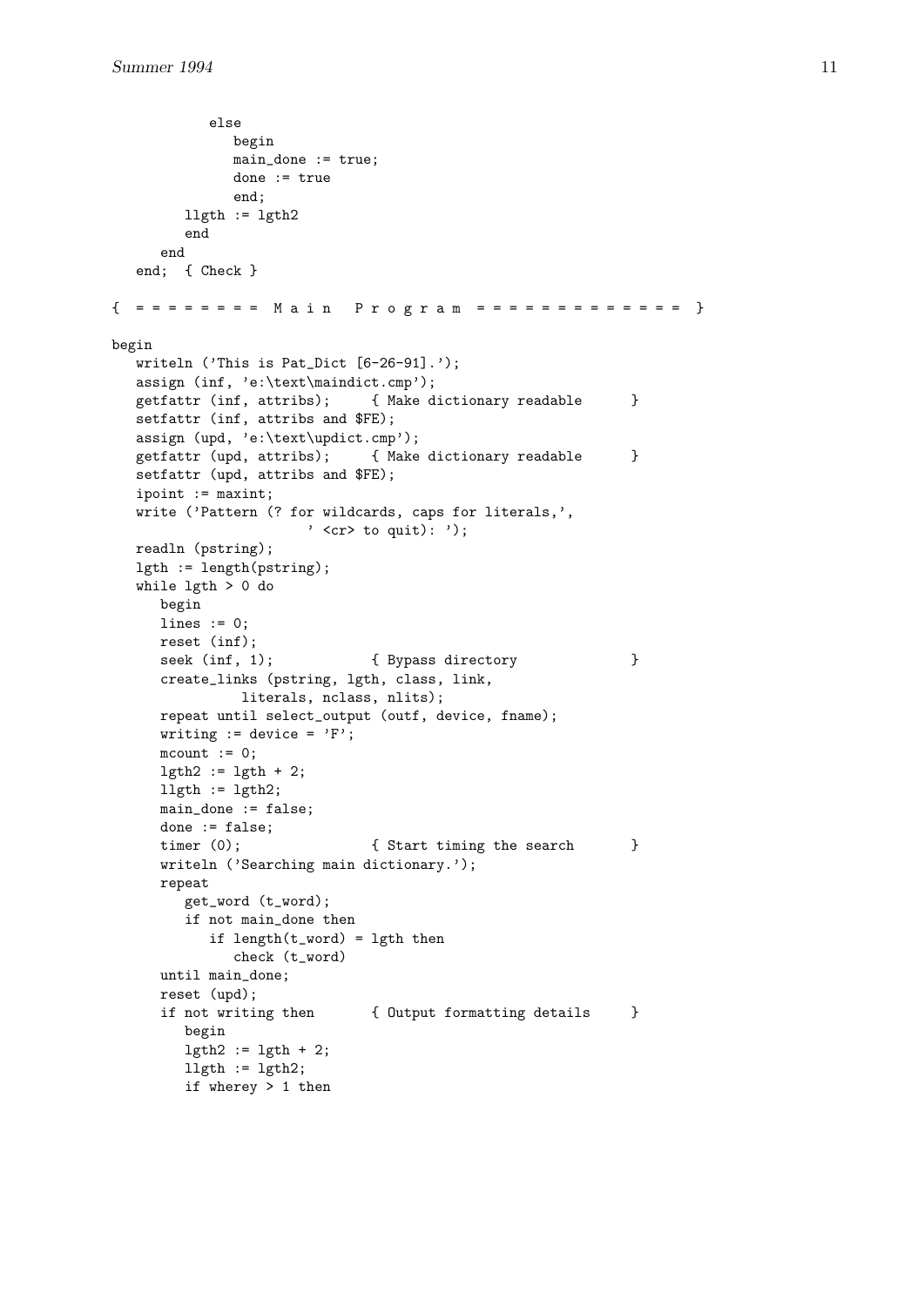```
            else
               begin
               main_done := true;
               done := true
               end;
         llgth := lgth2
         end
      end
   end;  { Check }

{ = = = = = = = =  M a i n   P r o g r a m  = = = = = = = = = = = = = }

begin
   writeln ('This is Pat_Dict [6-26-91].');
   assign (inf, 'e:\text\maindict.cmp');
   getfattr (inf, attribs);     { Make dictionary readable      }
   setfattr (inf, attribs and $FE);
   assign (upd, 'e:\text\updict.cmp');
   getfattr (upd, attribs);     { Make dictionary readable      }
   setfattr (upd, attribs and $FE);
   ipoint := maxint;
   write ('Pattern (? for wildcards, caps for literals,',
                      ' <cr> to quit): ');
   readln (pstring);
   lgth := length(pstring);
   while lgth > 0 do
      begin
      lines := 0;
      reset (inf);
      seek (inf, 1);            { Bypass directory              }
      create_links (pstring, lgth, class, link,
                literals, nclass, nlits);
      repeat until select_output (outf, device, fname);
      writing := device = 'F';
      mcount := 0;
      lgth2 := lgth + 2;
      llgth := lgth2;
      main_done := false;
      done := false;
      timer (0);                { Start timing the search       }
      writeln ('Searching main dictionary.');
      repeat
         get_word (t_word);
         if not main_done then
            if length(t_word) = lgth then
               check (t_word)
      until main_done;
      reset (upd);
      if not writing then       { Output formatting details     }
         begin
         lgth2 := lgth + 2;
         llgth := lgth2;
         if wherey > 1 then
```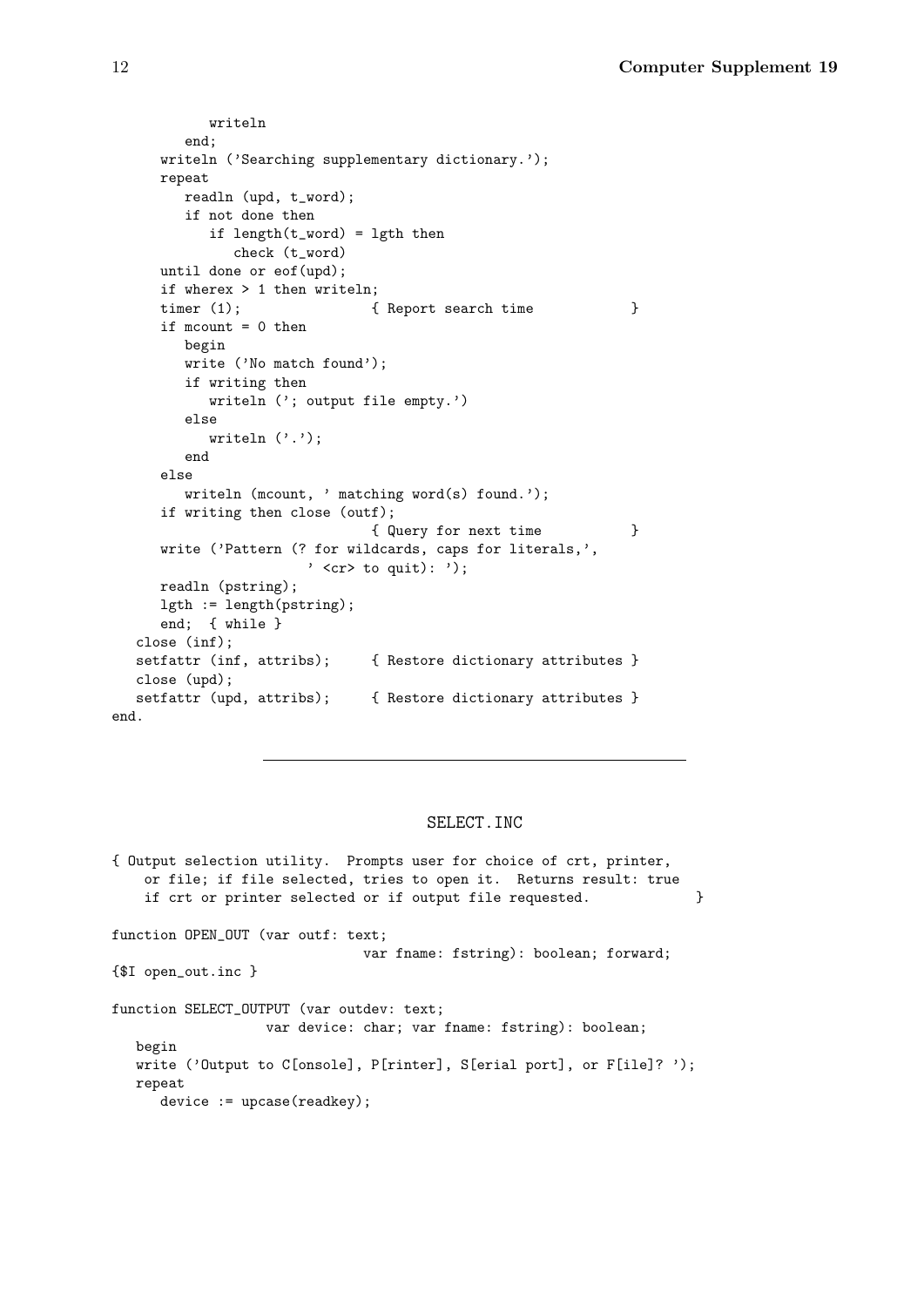```
            writeln
         end;
      writeln ('Searching supplementary dictionary.');
      repeat
         readln (upd, t_word);
         if not done then
            if length(t_word) = lgth then
               check (t_word)
      until done or eof(upd);
      if wherex > 1 then writeln;
      timer (1);                { Report search time            }
      if mcount = 0 then
         begin
         write ('No match found');
         if writing then
            writeln ('; output file empty.')
         else
            writeln ('.');
         end
      else
         writeln (mcount, ' matching word(s) found.');
      if writing then close (outf);
                                { Query for next time           }
      write ('Pattern (? for wildcards, caps for literals,',
                       ' <cr> to quit): ');
      readln (pstring);
      lgth := length(pstring);
      end;  { while }
   close (inf);
   setfattr (inf, attribs);     { Restore dictionary attributes }
   close (upd);
   setfattr (upd, attribs);     { Restore dictionary attributes }
end.
```

---

SELECT.INC

```
{ Output selection utility.  Prompts user for choice of crt, printer,
    or file; if file selected, tries to open it.  Returns result: true
    if crt or printer selected or if output file requested.            }

function OPEN_OUT (var outf: text;
                               var fname: fstring): boolean; forward;
{$I open_out.inc }

function SELECT_OUTPUT (var outdev: text;
                  var device: char; var fname: fstring): boolean;
   begin
   write ('Output to C[onsole], P[rinter], S[erial port], or F[ile]? ');
   repeat
      device := upcase(readkey);
```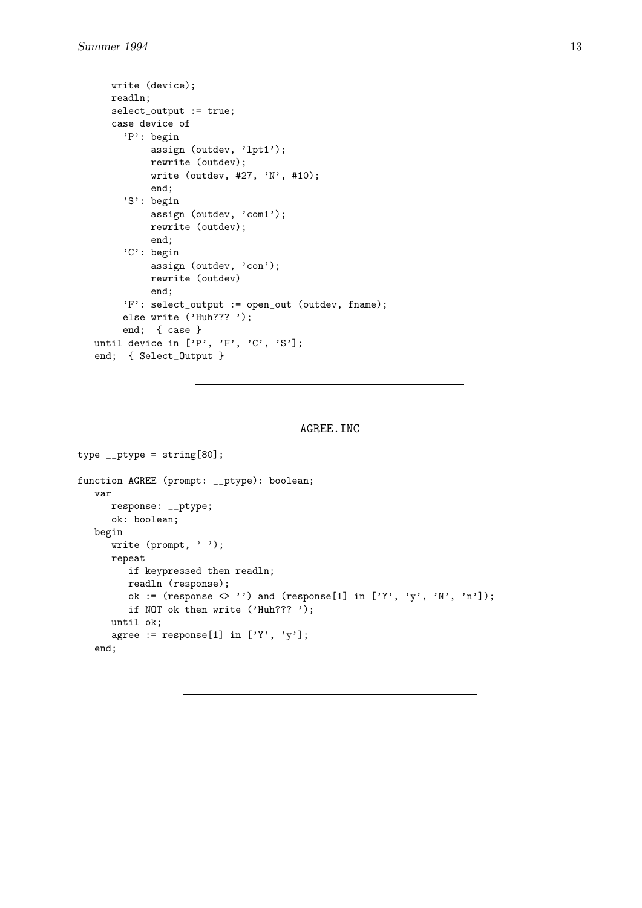```
      write (device);
      readln;
      select_output := true;
      case device of
        'P': begin
             assign (outdev, 'lpt1');
             rewrite (outdev);
             write (outdev, #27, 'N', #10);
             end;
        'S': begin
             assign (outdev, 'com1');
             rewrite (outdev);
             end;
        'C': begin
             assign (outdev, 'con');
             rewrite (outdev)
             end;
        'F': select_output := open_out (outdev, fname);
        else write ('Huh?? ');
        end;  { case }
   until device in ['P', 'F', 'C', 'S'];
   end;  { Select_Output }
```

---

AGREE.INC

```
type __ptype = string[80];

function AGREE (prompt: __ptype): boolean;
   var
      response: __ptype;
      ok: boolean;
   begin
      write (prompt, ' ');
      repeat
         if keypressed then readln;
         readln (response);
         ok := (response <> '') and (response[1] in ['Y', 'y', 'N', 'n']);
         if NOT ok then write ('Huh?? ');
      until ok;
      agree := response[1] in ['Y', 'y'];
   end;
```

---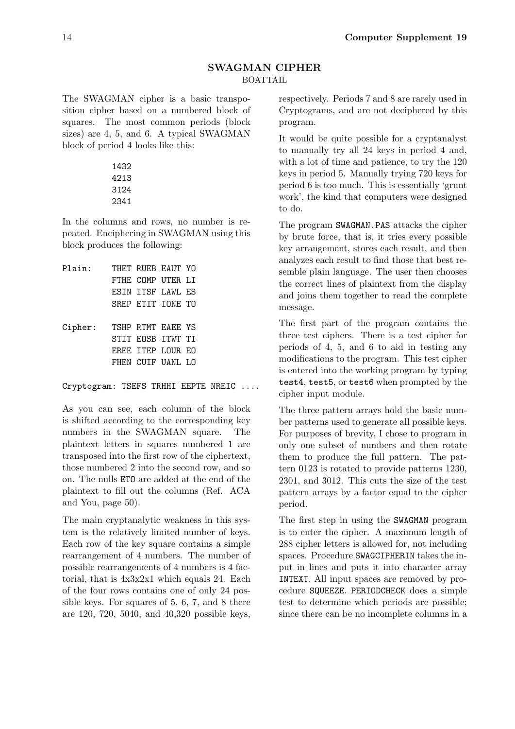## SWAGMAN CIPHER

BOATTAIL

The SWAGMAN cipher is a basic transposition cipher based on a numbered block of squares. The most common periods (block sizes) are 4, 5, and 6. A typical SWAGMAN block of period 4 looks like this:

```
1432
4213
3124
2341
```

In the columns and rows, no number is repeated. Enciphering in SWAGMAN using this block produces the following:

```
Plain:   THET RUEB EAUT YO
         FTHE COMP UTER LI
         ESIN ITSF LAWL ES
         SREP ETIT IONE TO

Cipher:  TSHP RTMT EAEE YS
         STIT EOSB ITWT TI
         EREE ITEP LOUR EO
         FHEN CUIF UANL LO

Cryptogram: TSEFS TRHHI EEPTE NREIC ....
```

As you can see, each column of the block is shifted according to the corresponding key numbers in the SWAGMAN square. The plaintext letters in squares numbered 1 are transposed into the first row of the ciphertext, those numbered 2 into the second row, and so on. The nulls `ETO` are added at the end of the plaintext to fill out the columns (Ref. ACA and You, page 50).

The main cryptanalytic weakness in this system is the relatively limited number of keys. Each row of the key square contains a simple rearrangement of 4 numbers. The number of possible rearrangements of 4 numbers is 4 factorial, that is 4x3x2x1 which equals 24. Each of the four rows contains one of only 24 possible keys. For squares of 5, 6, 7, and 8 there are 120, 720, 5040, and 40,320 possible keys, respectively. Periods 7 and 8 are rarely used in Cryptograms, and are not deciphered by this program.

It would be quite possible for a cryptanalyst to manually try all 24 keys in period 4 and, with a lot of time and patience, to try the 120 keys in period 5. Manually trying 720 keys for period 6 is too much. This is essentially 'grunt work', the kind that computers were designed to do.

The program `SWAGMAN.PAS` attacks the cipher by brute force, that is, it tries every possible key arrangement, stores each result, and then analyzes each result to find those that best resemble plain language. The user then chooses the correct lines of plaintext from the display and joins them together to read the complete message.

The first part of the program contains the three test ciphers. There is a test cipher for periods of 4, 5, and 6 to aid in testing any modifications to the program. This test cipher is entered into the working program by typing `test4`, `test5`, or `test6` when prompted by the cipher input module.

The three pattern arrays hold the basic number patterns used to generate all possible keys. For purposes of brevity, I chose to program in only one subset of numbers and then rotate them to produce the full pattern. The pattern 0123 is rotated to provide patterns 1230, 2301, and 3012. This cuts the size of the test pattern arrays by a factor equal to the cipher period.

The first step in using the `SWAGMAN` program is to enter the cipher. A maximum length of 288 cipher letters is allowed for, not including spaces. Procedure `SWAGCIPHERIN` takes the input in lines and puts it into character array `INTEXT`. All input spaces are removed by procedure `SQUEEZE`. `PERIODCHECK` does a simple test to determine which periods are possible; since there can be no incomplete columns in a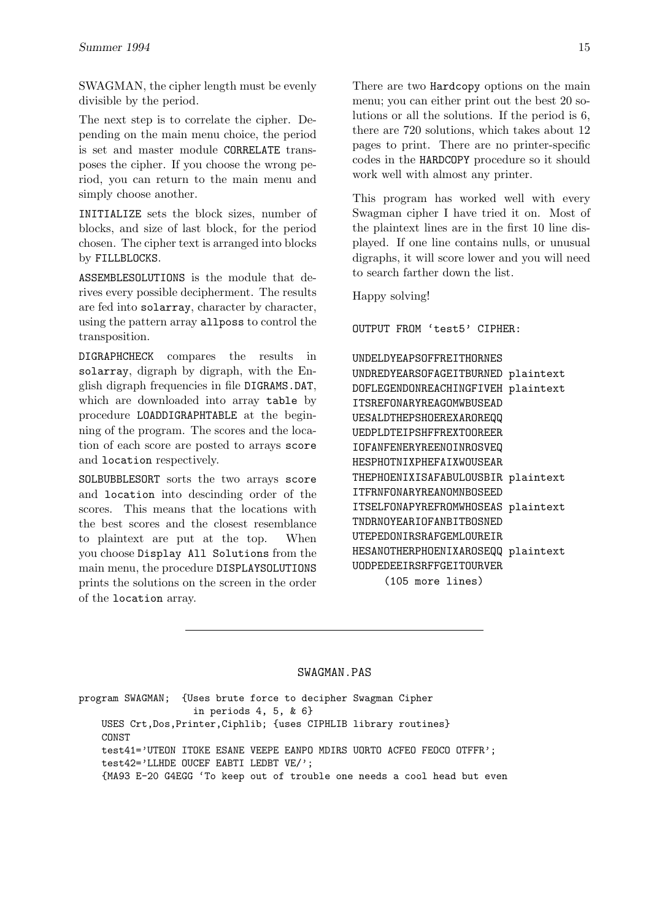SWAGMAN, the cipher length must be evenly divisible by the period.

The next step is to correlate the cipher. Depending on the main menu choice, the period is set and master module `CORRELATE` transposes the cipher. If you choose the wrong period, you can return to the main menu and simply choose another.

`INITIALIZE` sets the block sizes, number of blocks, and size of last block, for the period chosen. The cipher text is arranged into blocks by `FILLBLOCKS`.

`ASSEMBLESOLUTIONS` is the module that derives every possible decipherment. The results are fed into `solarray`, character by character, using the pattern array `allposs` to control the transposition.

`DIGRAPHCHECK` compares the results in `solarray`, digraph by digraph, with the English digraph frequencies in file `DIGRAMS.DAT`, which are downloaded into array `table` by procedure `LOADDIGRAPHTABLE` at the beginning of the program. The scores and the location of each score are posted to arrays `score` and `location` respectively.

`SOLBUBBLESORT` sorts the two arrays `score` and `location` into descinding order of the scores. This means that the locations with the best scores and the closest resemblance to plaintext are put at the top. When you choose `Display All Solutions` from the main menu, the procedure `DISPLAYSOLUTIONS` prints the solutions on the screen in the order of the `location` array.

There are two `Hardcopy` options on the main menu; you can either print out the best 20 solutions or all the solutions. If the period is 6, there are 720 solutions, which takes about 12 pages to print. There are no printer-specific codes in the `HARDCOPY` procedure so it should work well with almost any printer.

This program has worked well with every Swagman cipher I have tried it on. Most of the plaintext lines are in the first 10 line displayed. If one line contains nulls, or unusual digraphs, it will score lower and you will need to search farther down the list.

Happy solving!

```
OUTPUT FROM 'test5' CIPHER:

UNDELDYEAPSOFFREITHORNES
UNDREDYEARSOFAGEITBURNED plaintext
DOFLEGENDONREACHINGFIVEH plaintext
ITSREFONARYREAGOMWBUSEAD
UESALDTHEPSHOEREXAROREQQ
UEDPLDTEIPSHFFREXTOOREER
IOFANFENERYREENOINROSVEQ
HESPHOTNIXPHEFAIXWOUSEAR
THEPHOENIXISAFABULOUSBIR plaintext
ITFRNFONARYREANOMNBOSEED
ITSELFONAPYREFROMWHOSEAS plaintext
TNDRNOYEARIOFANBITBOSNED
UTEPEDONIRSRAFGEMLOUREIR
HESANOTHERPHOENIXAROSEQQ plaintext
UODPEDEEIRSRFFGEITOURVER
     (105 more lines)
```

---

SWAGMAN.PAS

```
program SWAGMAN;  {Uses brute force to decipher Swagman Cipher
                   in periods 4, 5, & 6}
    USES Crt,Dos,Printer,Ciphlib; {uses CIPHLIB library routines}
    CONST
    test41='UTEON ITOKE ESANE VEEPE EANPO MDIRS UORTO ACFEO FEOCO OTFFR';
    test42='LLHDE OUCEF EABTI LEDBT VE/';
    {MA93 E-20 G4EGG 'To keep out of trouble one needs a cool head but even
```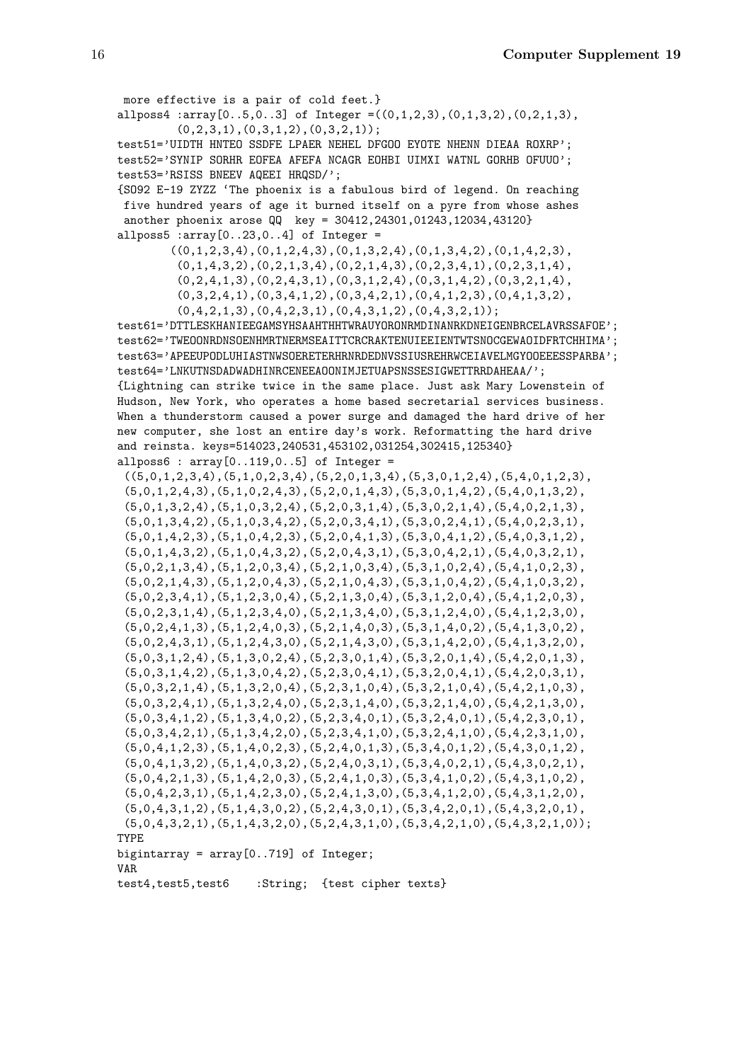```
 more effective is a pair of cold feet.}
allposs4 :array[0..5,0..3] of Integer =((0,1,2,3),(0,1,3,2),(0,2,1,3),
        (0,2,3,1),(0,3,1,2),(0,3,2,1));
test51='UIDTH HNTEO SSDFE LPAER NEHEL DFGOO EYOTE NHENN DIEAA ROXRP';
test52='SYNIP SORHR EOFEA AFEFA NCAGR EOHBI UIMXI WATNL GORHB OFUUO';
test53='RSISS BNEEV AQEEI HRQSD/';
{SO92 E-19 ZYZZ 'The phoenix is a fabulous bird of legend. On reaching
 five hundred years of age it burned itself on a pyre from whose ashes
 another phoenix arose QQ  key = 30412,24301,01243,12034,43120}
allposs5 :array[0..23,0..4] of Integer =
       ((0,1,2,3,4),(0,1,2,4,3),(0,1,3,2,4),(0,1,3,4,2),(0,1,4,2,3),
        (0,1,4,3,2),(0,2,1,3,4),(0,2,1,4,3),(0,2,3,4,1),(0,2,3,1,4),
        (0,2,4,1,3),(0,2,4,3,1),(0,3,1,2,4),(0,3,1,4,2),(0,3,2,1,4),
        (0,3,2,4,1),(0,3,4,1,2),(0,3,4,2,1),(0,4,1,2,3),(0,4,1,3,2),
        (0,4,2,1,3),(0,4,2,3,1),(0,4,3,1,2),(0,4,3,2,1));
test61='DTTLESKHANIEEGAMSYHSAAHTHHTWRAUYORONRMDINANRKDNEIGENBRCELAVRSSAFOE';
test62='TWEOONRDNSOENHMRTNERMSEAITTCRCRAKTENUIEEIENTWTSNOCGEWAOIDFRTCHHIMA';
test63='APEEUPODLUHIASTNWSOERETERHRNRDEDNVSSIUSREHRWCEIAVELMGYOOEEESSPARBA';
test64='LNKUTNSDADWADHINRCENEEAOONIMJETUAPSNSSESIGWETTRRDAHEAA/';
{Lightning can strike twice in the same place. Just ask Mary Lowenstein of
Hudson, New York, who operates a home based secretarial services business.
When a thunderstorm caused a power surge and damaged the hard drive of her
new computer, she lost an entire day's work. Reformatting the hard drive
and reinsta. keys=514023,240531,453102,031254,302415,125340}
allposs6 : array[0..119,0..5] of Integer =
 ((5,0,1,2,3,4),(5,1,0,2,3,4),(5,2,0,1,3,4),(5,3,0,1,2,4),(5,4,0,1,2,3),
 (5,0,1,2,4,3),(5,1,0,2,4,3),(5,2,0,1,4,3),(5,3,0,1,4,2),(5,4,0,1,3,2),
 (5,0,1,3,2,4),(5,1,0,3,2,4),(5,2,0,3,1,4),(5,3,0,2,1,4),(5,4,0,2,1,3),
 (5,0,1,3,4,2),(5,1,0,3,4,2),(5,2,0,3,4,1),(5,3,0,2,4,1),(5,4,0,2,3,1),
 (5,0,1,4,2,3),(5,1,0,4,2,3),(5,2,0,4,1,3),(5,3,0,4,1,2),(5,4,0,3,1,2),
 (5,0,1,4,3,2),(5,1,0,4,3,2),(5,2,0,4,3,1),(5,3,0,4,2,1),(5,4,0,3,2,1),
 (5,0,2,1,3,4),(5,1,2,0,3,4),(5,2,1,0,3,4),(5,3,1,0,2,4),(5,4,1,0,2,3),
 (5,0,2,1,4,3),(5,1,2,0,4,3),(5,2,1,0,4,3),(5,3,1,0,4,2),(5,4,1,0,3,2),
 (5,0,2,3,4,1),(5,1,2,3,0,4),(5,2,1,3,0,4),(5,3,1,2,0,4),(5,4,1,2,0,3),
 (5,0,2,3,1,4),(5,1,2,3,4,0),(5,2,1,3,4,0),(5,3,1,2,4,0),(5,4,1,2,3,0),
 (5,0,2,4,1,3),(5,1,2,4,0,3),(5,2,1,4,0,3),(5,3,1,4,0,2),(5,4,1,3,0,2),
 (5,0,2,4,3,1),(5,1,2,4,3,0),(5,2,1,4,3,0),(5,3,1,4,2,0),(5,4,1,3,2,0),
 (5,0,3,1,2,4),(5,1,3,0,2,4),(5,2,3,0,1,4),(5,3,2,0,1,4),(5,4,2,0,1,3),
 (5,0,3,1,4,2),(5,1,3,0,4,2),(5,2,3,0,4,1),(5,3,2,0,4,1),(5,4,2,0,3,1),
 (5,0,3,2,1,4),(5,1,3,2,0,4),(5,2,3,1,0,4),(5,3,2,1,0,4),(5,4,2,1,0,3),
 (5,0,3,2,4,1),(5,1,3,2,4,0),(5,2,3,1,4,0),(5,3,2,1,4,0),(5,4,2,1,3,0),
 (5,0,3,4,1,2),(5,1,3,4,0,2),(5,2,3,4,0,1),(5,3,2,4,0,1),(5,4,2,3,0,1),
 (5,0,3,4,2,1),(5,1,3,4,2,0),(5,2,3,4,1,0),(5,3,2,4,1,0),(5,4,2,3,1,0),
 (5,0,4,1,2,3),(5,1,4,0,2,3),(5,2,4,0,1,3),(5,3,4,0,1,2),(5,4,3,0,1,2),
 (5,0,4,1,3,2),(5,1,4,0,3,2),(5,2,4,0,3,1),(5,3,4,0,2,1),(5,4,3,0,2,1),
 (5,0,4,2,1,3),(5,1,4,2,0,3),(5,2,4,1,0,3),(5,3,4,1,0,2),(5,4,3,1,0,2),
 (5,0,4,2,3,1),(5,1,4,2,3,0),(5,2,4,1,3,0),(5,3,4,1,2,0),(5,4,3,1,2,0),
 (5,0,4,3,1,2),(5,1,4,3,0,2),(5,2,4,3,0,1),(5,3,4,2,0,1),(5,4,3,2,0,1),
 (5,0,4,3,2,1),(5,1,4,3,2,0),(5,2,4,3,1,0),(5,3,4,2,1,0),(5,4,3,2,1,0));
TYPE
bigintarray = array[0..719] of Integer;
VAR
test4,test5,test6    :String;  {test cipher texts}
```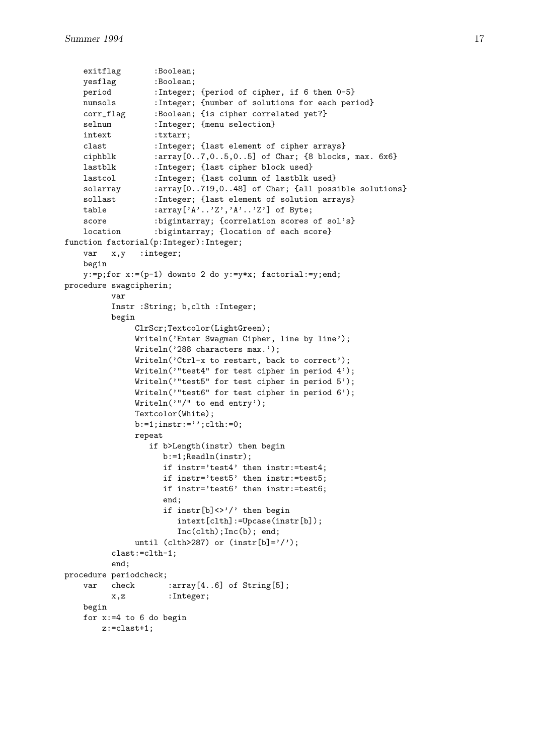```
    exitflag       :Boolean;
    yesflag        :Boolean;
    period         :Integer; {period of cipher, if 6 then 0-5}
    numsols        :Integer; {number of solutions for each period}
    corr_flag      :Boolean; {is cipher correlated yet?}
    selnum         :Integer; {menu selection}
    intext         :txtarr;
    clast          :Integer; {last element of cipher arrays}
    ciphblk        :array[0..7,0..5,0..5] of Char; {8 blocks, max. 6x6}
    lastblk        :Integer; {last cipher block used}
    lastcol        :Integer; {last column of lastblk used}
    solarray       :array[0..719,0..48] of Char; {all possible solutions}
    sollast        :Integer; {last element of solution arrays}
    table          :array['A'..'Z','A'..'Z'] of Byte;
    score          :bigintarray; {correlation scores of sol's}
    location       :bigintarray; {location of each score}
function factorial(p:Integer):Integer;
    var   x,y   :integer;
    begin
    y:=p;for x:=(p-1) downto 2 do y:=y*x; factorial:=y;end;
procedure swagcipherin;
          var
          Instr :String; b,clth :Integer;
          begin
               ClrScr;Textcolor(LightGreen);
               Writeln('Enter Swagman Cipher, line by line');
               Writeln('288 characters max.');
               Writeln('Ctrl-x to restart, back to correct');
               Writeln('"test4" for test cipher in period 4');
               Writeln('"test5" for test cipher in period 5');
               Writeln('"test6" for test cipher in period 6');
               Writeln('"/" to end entry');
               Textcolor(White);
               b:=1;instr:='';clth:=0;
               repeat
                  if b>Length(instr) then begin
                     b:=1;Readln(instr);
                     if instr='test4' then instr:=test4;
                     if instr='test5' then instr:=test5;
                     if instr='test6' then instr:=test6;
                     end;
                     if instr[b]<>'/' then begin
                        intext[clth]:=Upcase(instr[b]);
                        Inc(clth);Inc(b); end;
               until (clth>287) or (instr[b]='/');
          clast:=clth-1;
          end;
procedure periodcheck;
    var   check       :array[4..6] of String[5];
          x,z         :Integer;
    begin
    for x:=4 to 6 do begin
        z:=clast+1;
```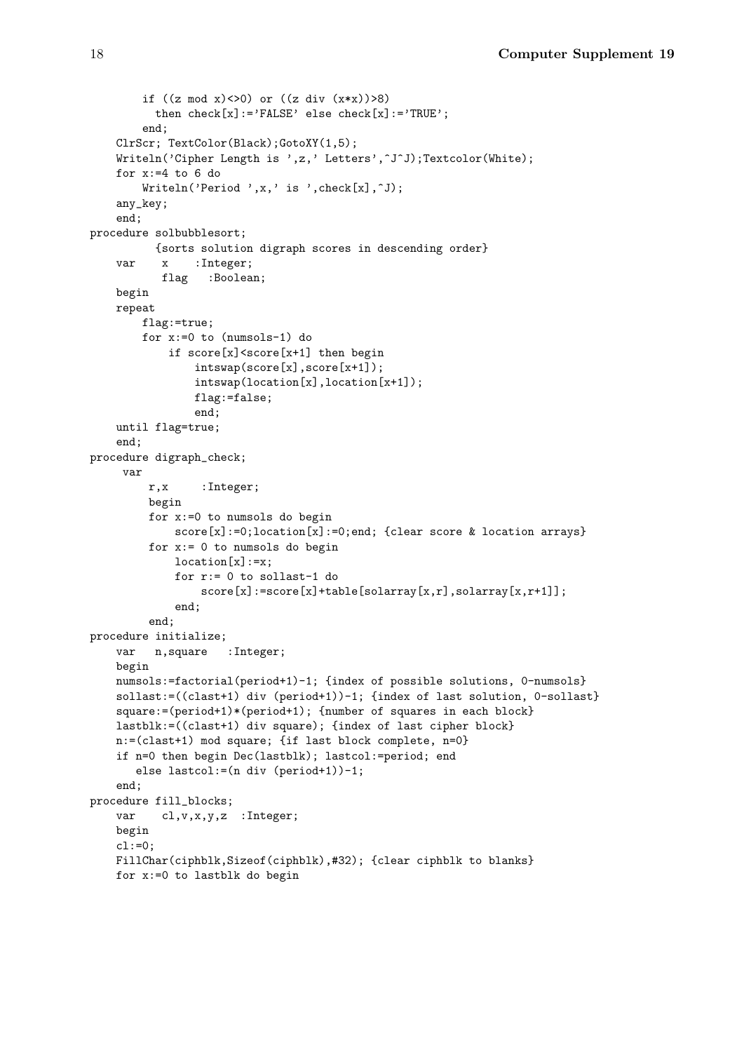```
        if ((z mod x)<>0) or ((z div (x*x))>8)
          then check[x]:='FALSE' else check[x]:='TRUE';
        end;
    ClrScr; TextColor(Black);GotoXY(1,5);
    Writeln('Cipher Length is ',z,' Letters',^J^J);Textcolor(White);
    for x:=4 to 6 do
        Writeln('Period ',x,' is ',check[x],^J);
    any_key;
    end;
procedure solbubblesort;
          {sorts solution digraph scores in descending order}
    var    x    :Integer;
           flag   :Boolean;
    begin
    repeat
        flag:=true;
        for x:=0 to (numsols-1) do
            if score[x]<score[x+1] then begin
                intswap(score[x],score[x+1]);
                intswap(location[x],location[x+1]);
                flag:=false;
                end;
    until flag=true;
    end;
procedure digraph_check;
     var
         r,x     :Integer;
         begin
         for x:=0 to numsols do begin
             score[x]:=0;location[x]:=0;end; {clear score & location arrays}
         for x:= 0 to numsols do begin
             location[x]:=x;
             for r:= 0 to sollast-1 do
                 score[x]:=score[x]+table[solarray[x,r],solarray[x,r+1]];
             end;
         end;
procedure initialize;
    var   n,square   :Integer;
    begin
    numsols:=factorial(period+1)-1; {index of possible solutions, 0-numsols}
    sollast:=((clast+1) div (period+1))-1; {index of last solution, 0-sollast}
    square:=(period+1)*(period+1); {number of squares in each block}
    lastblk:=((clast+1) div square); {index of last cipher block}
    n:=(clast+1) mod square; {if last block complete, n=0}
    if n=0 then begin Dec(lastblk); lastcol:=period; end
       else lastcol:=(n div (period+1))-1;
    end;
procedure fill_blocks;
    var    cl,v,x,y,z  :Integer;
    begin
    cl:=0;
    FillChar(ciphblk,Sizeof(ciphblk),#32); {clear ciphblk to blanks}
    for x:=0 to lastblk do begin
```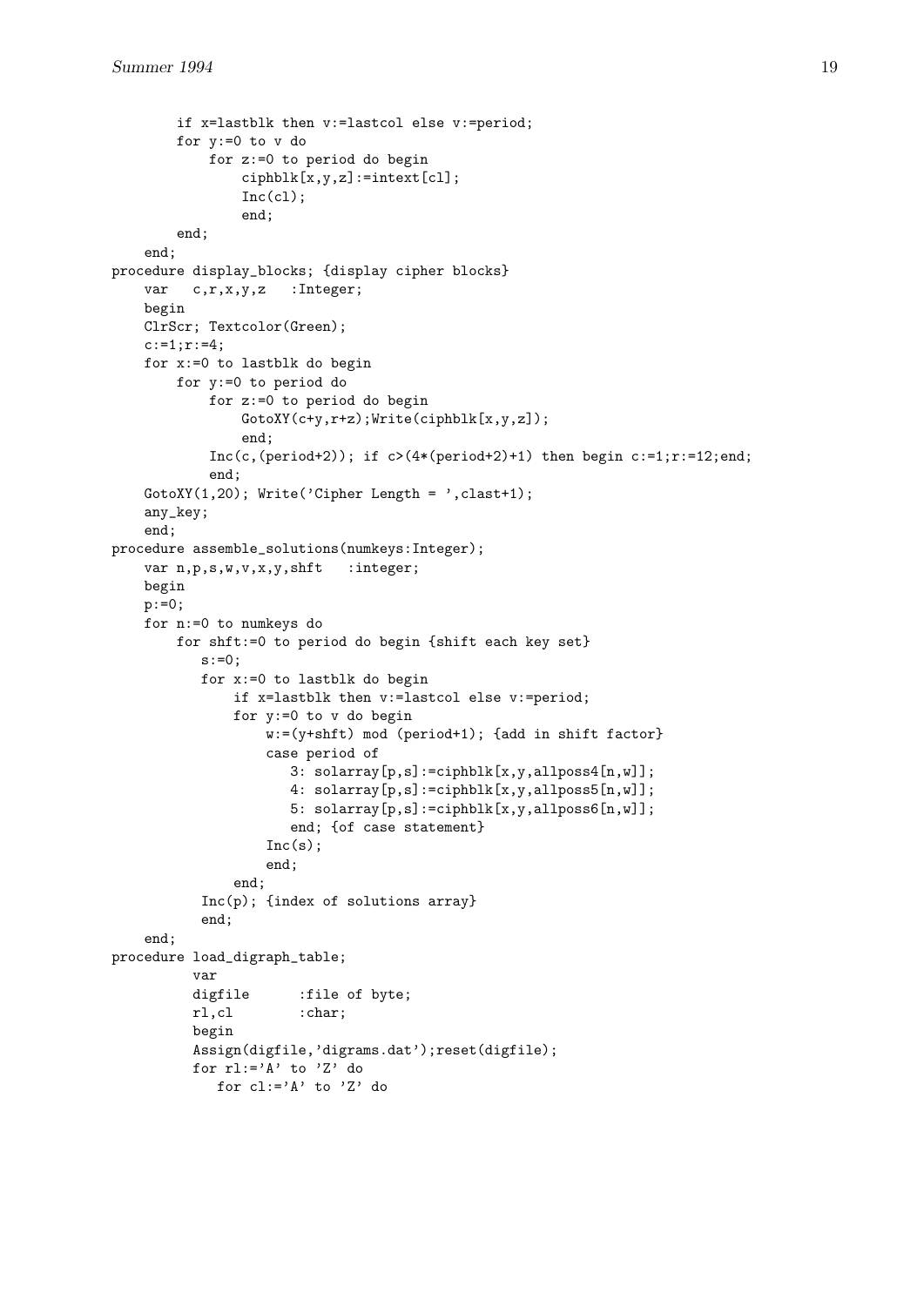```
        if x=lastblk then v:=lastcol else v:=period;
        for y:=0 to v do
            for z:=0 to period do begin
                ciphblk[x,y,z]:=intext[cl];
                Inc(cl);
                end;
        end;
    end;
procedure display_blocks; {display cipher blocks}
    var   c,r,x,y,z   :Integer;
    begin
    ClrScr; Textcolor(Green);
    c:=1;r:=4;
    for x:=0 to lastblk do begin
        for y:=0 to period do
            for z:=0 to period do begin
                GotoXY(c+y,r+z);Write(ciphblk[x,y,z]);
                end;
            Inc(c,(period+2)); if c>(4*(period+2)+1) then begin c:=1;r:=12;end;
            end;
    GotoXY(1,20); Write('Cipher Length = ',clast+1);
    any_key;
    end;
procedure assemble_solutions(numkeys:Integer);
    var n,p,s,w,v,x,y,shft   :integer;
    begin
    p:=0;
    for n:=0 to numkeys do
        for shft:=0 to period do begin {shift each key set}
           s:=0;
           for x:=0 to lastblk do begin
               if x=lastblk then v:=lastcol else v:=period;
               for y:=0 to v do begin
                   w:=(y+shft) mod (period+1); {add in shift factor}
                   case period of
                      3: solarray[p,s]:=ciphblk[x,y,allposs4[n,w]];
                      4: solarray[p,s]:=ciphblk[x,y,allposs5[n,w]];
                      5: solarray[p,s]:=ciphblk[x,y,allposs6[n,w]];
                      end; {of case statement}
                   Inc(s);
                   end;
               end;
           Inc(p); {index of solutions array}
           end;
    end;
procedure load_digraph_table;
          var
          digfile      :file of byte;
          rl,cl        :char;
          begin
          Assign(digfile,'digrams.dat');reset(digfile);
          for rl:='A' to 'Z' do
             for cl:='A' to 'Z' do
```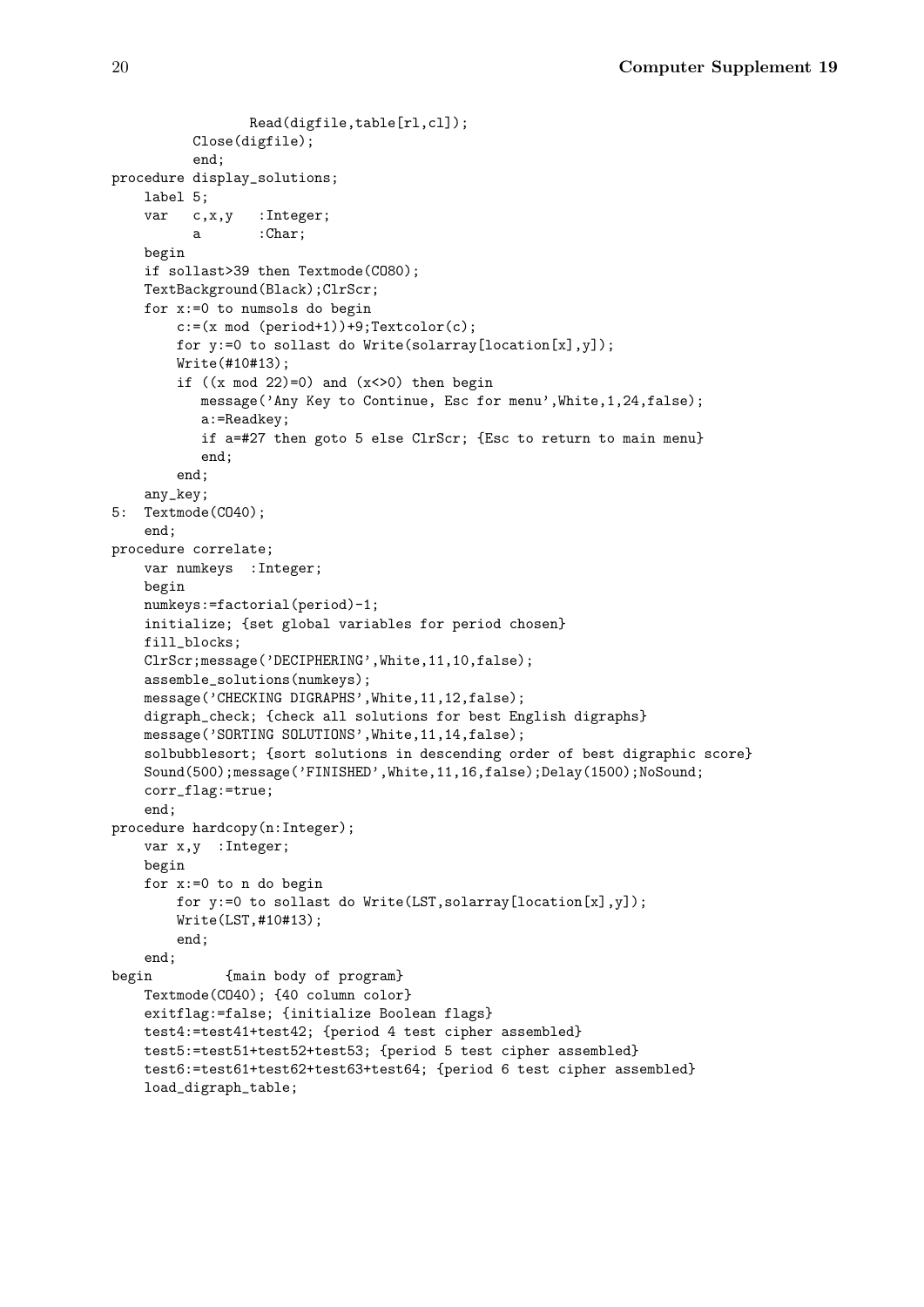```
                Read(digfile,table[rl,cl]);
         Close(digfile);
         end;
procedure display_solutions;
    label 5;
    var   c,x,y   :Integer;
          a       :Char;
    begin
    if sollast>39 then Textmode(CO80);
    TextBackground(Black);ClrScr;
    for x:=0 to numsols do begin
        c:=(x mod (period+1))+9;Textcolor(c);
        for y:=0 to sollast do Write(solarray[location[x],y]);
        Write(#10#13);
        if ((x mod 22)=0) and (x<>0) then begin
           message('Any Key to Continue, Esc for menu',White,1,24,false);
           a:=Readkey;
           if a=#27 then goto 5 else ClrScr; {Esc to return to main menu}
           end;
        end;
    any_key;
5:  Textmode(CO40);
    end;
procedure correlate;
    var numkeys  :Integer;
    begin
    numkeys:=factorial(period)-1;
    initialize; {set global variables for period chosen}
    fill_blocks;
    ClrScr;message('DECIPHERING',White,11,10,false);
    assemble_solutions(numkeys);
    message('CHECKING DIGRAPHS',White,11,12,false);
    digraph_check; {check all solutions for best English digraphs}
    message('SORTING SOLUTIONS',White,11,14,false);
    solbubblesort; {sort solutions in descending order of best digraphic score}
    Sound(500);message('FINISHED',White,11,16,false);Delay(1500);NoSound;
    corr_flag:=true;
    end;
procedure hardcopy(n:Integer);
    var x,y  :Integer;
    begin
    for x:=0 to n do begin
        for y:=0 to sollast do Write(LST,solarray[location[x],y]);
        Write(LST,#10#13);
        end;
    end;
begin         {main body of program}
    Textmode(CO40); {40 column color}
    exitflag:=false; {initialize Boolean flags}
    test4:=test41+test42; {period 4 test cipher assembled}
    test5:=test51+test52+test53; {period 5 test cipher assembled}
    test6:=test61+test62+test63+test64; {period 6 test cipher assembled}
    load_digraph_table;
```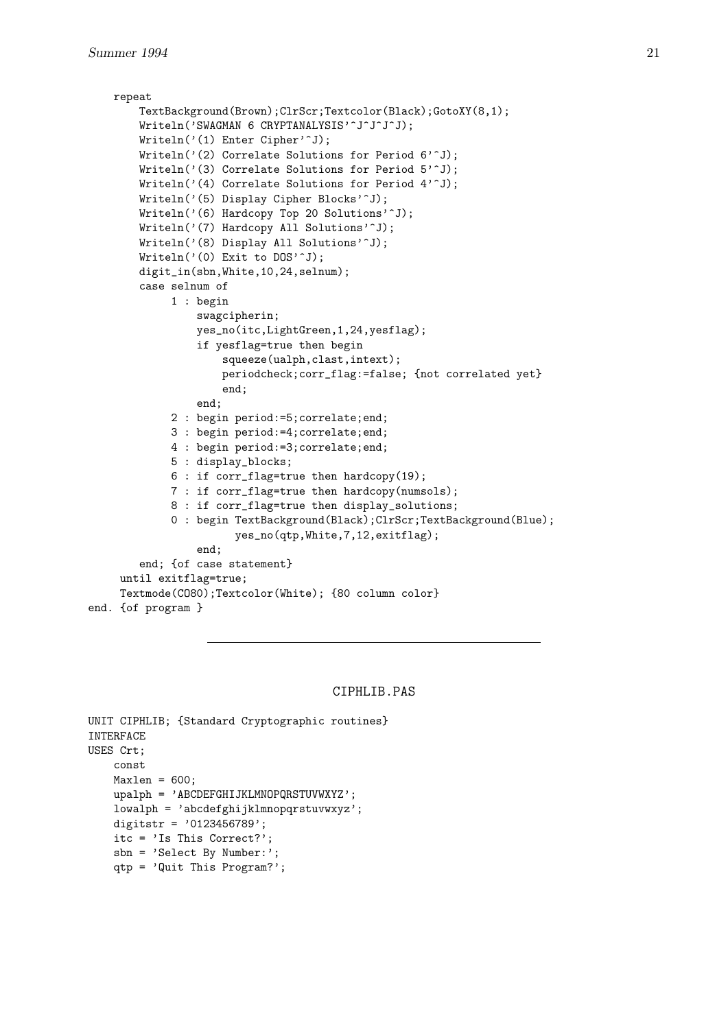```
    repeat
        TextBackground(Brown);ClrScr;Textcolor(Black);GotoXY(8,1);
        Writeln('SWAGMAN 6 CRYPTANALYSIS'^J^J^J^J);
        Writeln('(1) Enter Cipher'^J);
        Writeln('(2) Correlate Solutions for Period 6'^J);
        Writeln('(3) Correlate Solutions for Period 5'^J);
        Writeln('(4) Correlate Solutions for Period 4'^J);
        Writeln('(5) Display Cipher Blocks'^J);
        Writeln('(6) Hardcopy Top 20 Solutions'^J);
        Writeln('(7) Hardcopy All Solutions'^J);
        Writeln('(8) Display All Solutions'^J);
        Writeln('(0) Exit to DOS'^J);
        digit_in(sbn,White,10,24,selnum);
        case selnum of
             1 : begin
                 swagcipherin;
                 yes_no(itc,LightGreen,1,24,yesflag);
                 if yesflag=true then begin
                     squeeze(ualph,clast,intext);
                     periodcheck;corr_flag:=false; {not correlated yet}
                     end;
                 end;
             2 : begin period:=5;correlate;end;
             3 : begin period:=4;correlate;end;
             4 : begin period:=3;correlate;end;
             5 : display_blocks;
             6 : if corr_flag=true then hardcopy(19);
             7 : if corr_flag=true then hardcopy(numsols);
             8 : if corr_flag=true then display_solutions;
             0 : begin TextBackground(Black);ClrScr;TextBackground(Blue);
                       yes_no(qtp,White,7,12,exitflag);
                 end;
        end; {of case statement}
     until exitflag=true;
     Textmode(CO80);Textcolor(White); {80 column color}
end. {of program }
```

---

## CIPHLIB.PAS

```
UNIT CIPHLIB; {Standard Cryptographic routines}
INTERFACE
USES Crt;
    const
    Maxlen = 600;
    upalph = 'ABCDEFGHIJKLMNOPQRSTUVWXYZ';
    lowalph = 'abcdefghijklmnopqrstuvwxyz';
    digitstr = '0123456789';
    itc = 'Is This Correct?';
    sbn = 'Select By Number:';
    qtp = 'Quit This Program?';
```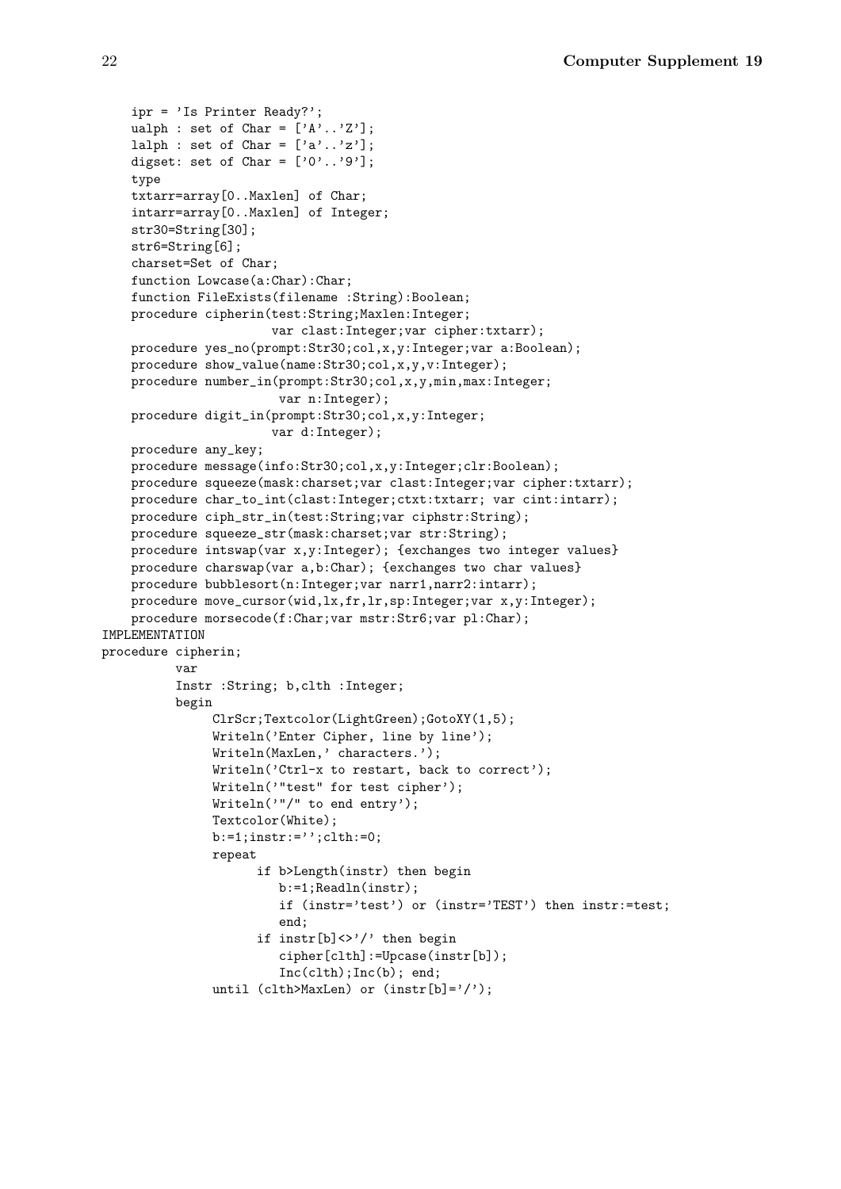```
    ipr = 'Is Printer Ready?';
    ualph : set of Char = ['A'..'Z'];
    lalph : set of Char = ['a'..'z'];
    digset: set of Char = ['0'..'9'];
    type
    txtarr=array[0..Maxlen] of Char;
    intarr=array[0..Maxlen] of Integer;
    str30=String[30];
    str6=String[6];
    charset=Set of Char;
    function Lowcase(a:Char):Char;
    function FileExists(filename :String):Boolean;
    procedure cipherin(test:String;Maxlen:Integer;
                       var clast:Integer;var cipher:txtarr);
    procedure yes_no(prompt:Str30;col,x,y:Integer;var a:Boolean);
    procedure show_value(name:Str30;col,x,y,v:Integer);
    procedure number_in(prompt:Str30;col,x,y,min,max:Integer;
                        var n:Integer);
    procedure digit_in(prompt:Str30;col,x,y:Integer;
                       var d:Integer);
    procedure any_key;
    procedure message(info:Str30;col,x,y:Integer;clr:Boolean);
    procedure squeeze(mask:charset;var clast:Integer;var cipher:txtarr);
    procedure char_to_int(clast:Integer;ctxt:txtarr; var cint:intarr);
    procedure ciph_str_in(test:String;var ciphstr:String);
    procedure squeeze_str(mask:charset;var str:String);
    procedure intswap(var x,y:Integer); {exchanges two integer values}
    procedure charswap(var a,b:Char); {exchanges two char values}
    procedure bubblesort(n:Integer;var narr1,narr2:intarr);
    procedure move_cursor(wid,lx,fr,lr,sp:Integer;var x,y:Integer);
    procedure morsecode(f:Char;var mstr:Str6;var pl:Char);
IMPLEMENTATION
procedure cipherin;
          var
          Instr :String; b,clth :Integer;
          begin
               ClrScr;Textcolor(LightGreen);GotoXY(1,5);
               Writeln('Enter Cipher, line by line');
               Writeln(MaxLen,' characters.');
               Writeln('Ctrl-x to restart, back to correct');
               Writeln('"test" for test cipher');
               Writeln('"/" to end entry');
               Textcolor(White);
               b:=1;instr:='';clth:=0;
               repeat
                     if b>Length(instr) then begin
                        b:=1;Readln(instr);
                        if (instr='test') or (instr='TEST') then instr:=test;
                        end;
                     if instr[b]<>'/' then begin
                        cipher[clth]:=Upcase(instr[b]);
                        Inc(clth);Inc(b); end;
               until (clth>MaxLen) or (instr[b]='/');
```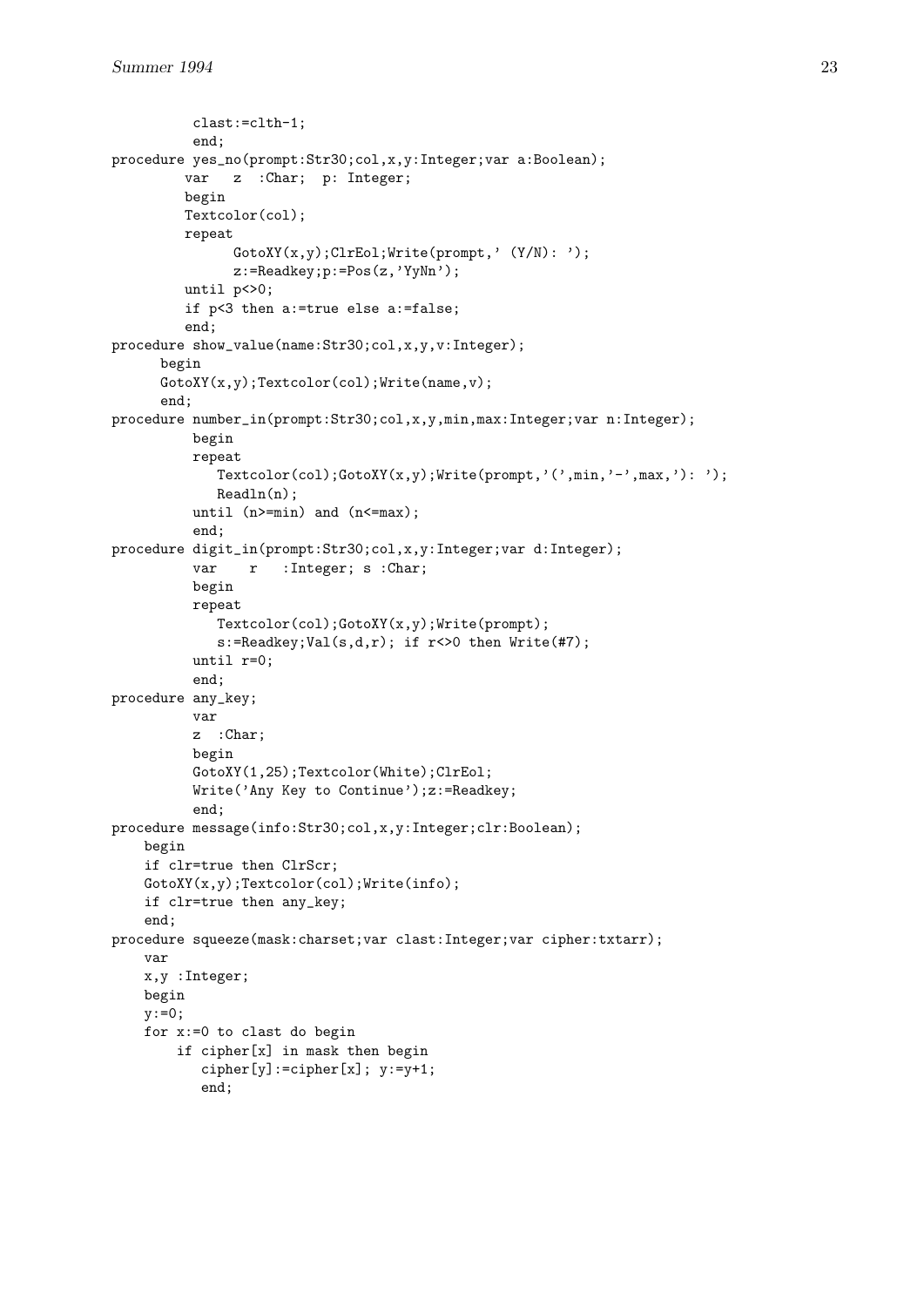```
          clast:=clth-1;
          end;
procedure yes_no(prompt:Str30;col,x,y:Integer;var a:Boolean);
         var   z  :Char;  p: Integer;
         begin
         Textcolor(col);
         repeat
               GotoXY(x,y);ClrEol;Write(prompt,' (Y/N): ');
               z:=Readkey;p:=Pos(z,'YyNn');
         until p<>0;
         if p<3 then a:=true else a:=false;
         end;
procedure show_value(name:Str30;col,x,y,v:Integer);
      begin
      GotoXY(x,y);Textcolor(col);Write(name,v);
      end;
procedure number_in(prompt:Str30;col,x,y,min,max:Integer;var n:Integer);
          begin
          repeat
             Textcolor(col);GotoXY(x,y);Write(prompt,'(',min,'-',max,'): ');
             Readln(n);
          until (n>=min) and (n<=max);
          end;
procedure digit_in(prompt:Str30;col,x,y:Integer;var d:Integer);
          var    r   :Integer; s :Char;
          begin
          repeat
             Textcolor(col);GotoXY(x,y);Write(prompt);
             s:=Readkey;Val(s,d,r); if r<>0 then Write(#7);
          until r=0;
          end;
procedure any_key;
          var
          z  :Char;
          begin
          GotoXY(1,25);Textcolor(White);ClrEol;
          Write('Any Key to Continue');z:=Readkey;
          end;
procedure message(info:Str30;col,x,y:Integer;clr:Boolean);
    begin
    if clr=true then ClrScr;
    GotoXY(x,y);Textcolor(col);Write(info);
    if clr=true then any_key;
    end;
procedure squeeze(mask:charset;var clast:Integer;var cipher:txtarr);
    var
    x,y :Integer;
    begin
    y:=0;
    for x:=0 to clast do begin
        if cipher[x] in mask then begin
           cipher[y]:=cipher[x]; y:=y+1;
           end;
```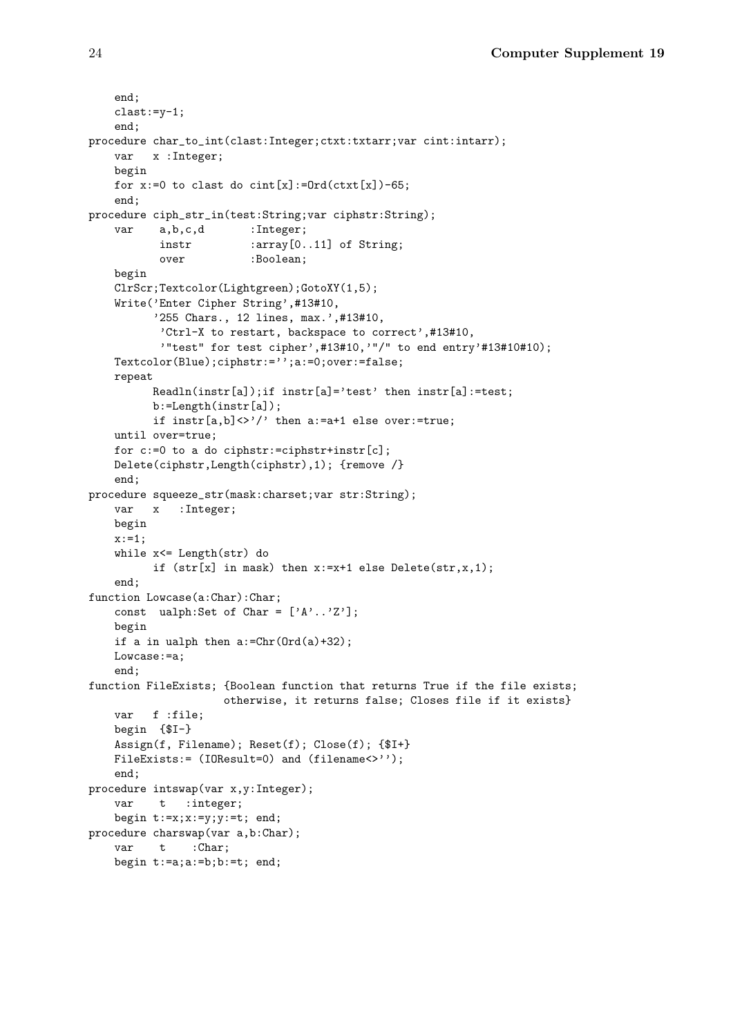```
    end;
    clast:=y-1;
    end;
procedure char_to_int(clast:Integer;ctxt:txtarr;var cint:intarr);
    var   x :Integer;
    begin
    for x:=0 to clast do cint[x]:=Ord(ctxt[x])-65;
    end;
procedure ciph_str_in(test:String;var ciphstr:String);
    var    a,b,c,d       :Integer;
           instr         :array[0..11] of String;
           over          :Boolean;
    begin
    ClrScr;Textcolor(Lightgreen);GotoXY(1,5);
    Write('Enter Cipher String',#13#10,
          '255 Chars., 12 lines, max.',#13#10,
           'Ctrl-X to restart, backspace to correct',#13#10,
           '"test" for test cipher',#13#10,'"/" to end entry'#13#10#10);
    Textcolor(Blue);ciphstr:='';a:=0;over:=false;
    repeat
          Readln(instr[a]);if instr[a]='test' then instr[a]:=test;
          b:=Length(instr[a]);
          if instr[a,b]<>'/' then a:=a+1 else over:=true;
    until over=true;
    for c:=0 to a do ciphstr:=ciphstr+instr[c];
    Delete(ciphstr,Length(ciphstr),1); {remove /}
    end;
procedure squeeze_str(mask:charset;var str:String);
    var   x   :Integer;
    begin
    x:=1;
    while x<= Length(str) do
          if (str[x] in mask) then x:=x+1 else Delete(str,x,1);
    end;
function Lowcase(a:Char):Char;
    const  ualph:Set of Char = ['A'..'Z'];
    begin
    if a in ualph then a:=Chr(Ord(a)+32);
    Lowcase:=a;
    end;
function FileExists; {Boolean function that returns True if the file exists;
                      otherwise, it returns false; Closes file if it exists}
    var   f :file;
    begin  {$I-}
    Assign(f, Filename); Reset(f); Close(f); {$I+}
    FileExists:= (IOResult=0) and (filename<>'');
    end;
procedure intswap(var x,y:Integer);
    var    t   :integer;
    begin t:=x;x:=y;y:=t; end;
procedure charswap(var a,b:Char);
    var    t    :Char;
    begin t:=a;a:=b;b:=t; end;
```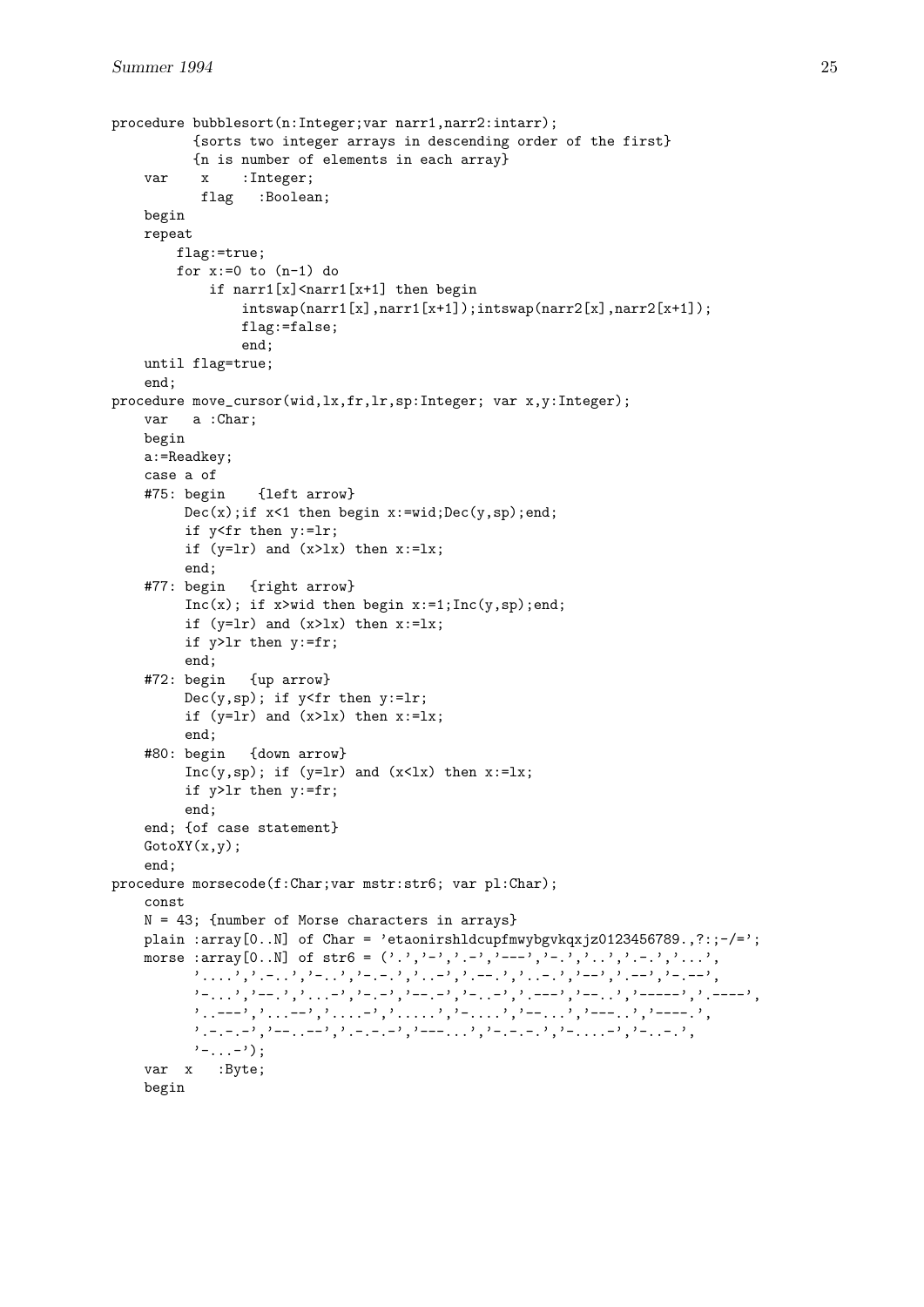```
procedure bubblesort(n:Integer;var narr1,narr2:intarr);
         {sorts two integer arrays in descending order of the first}
         {n is number of elements in each array}
    var    x    :Integer;
          flag   :Boolean;
    begin
    repeat
        flag:=true;
        for x:=0 to (n-1) do
            if narr1[x]<narr1[x+1] then begin
                intswap(narr1[x],narr1[x+1]);intswap(narr2[x],narr2[x+1]);
                flag:=false;
                end;
    until flag=true;
    end;
procedure move_cursor(wid,lx,fr,lr,sp:Integer; var x,y:Integer);
    var   a :Char;
    begin
    a:=Readkey;
    case a of
    #75: begin    {left arrow}
         Dec(x);if x<1 then begin x:=wid;Dec(y,sp);end;
         if y<fr then y:=lr;
         if (y=lr) and (x>lx) then x:=lx;
         end;
    #77: begin   {right arrow}
         Inc(x); if x>wid then begin x:=1;Inc(y,sp);end;
         if (y=lr) and (x>lx) then x:=lx;
         if y>lr then y:=fr;
         end;
    #72: begin   {up arrow}
         Dec(y,sp); if y<fr then y:=lr;
         if (y=lr) and (x>lx) then x:=lx;
         end;
    #80: begin   {down arrow}
         Inc(y,sp); if (y=lr) and (x<lx) then x:=lx;
         if y>lr then y:=fr;
         end;
    end; {of case statement}
    GotoXY(x,y);
    end;
procedure morsecode(f:Char;var mstr:str6; var pl:Char);
    const
    N = 43; {number of Morse characters in arrays}
    plain :array[0..N] of Char = 'etaonirshldcupfmwybgvkqxjz0123456789.,?:;-/=';
    morse :array[0..N] of str6 = ('.','-','.-','---','-.','..','.-.','...',
          '....','.-..','-..','-.-.','..-','.--.','..-.','--','.--','-.--',
          '-...','--.','...-','-.-','--.-','-..-','.---','--..','-----','.----',
          '..---','...--','....-','.....','-....','--...','---..','----.',
          '.-.-.-','--..--','..--..','---...','-.-.-.','-....-','-..-.',
          '-...-');
    var  x   :Byte;
    begin
```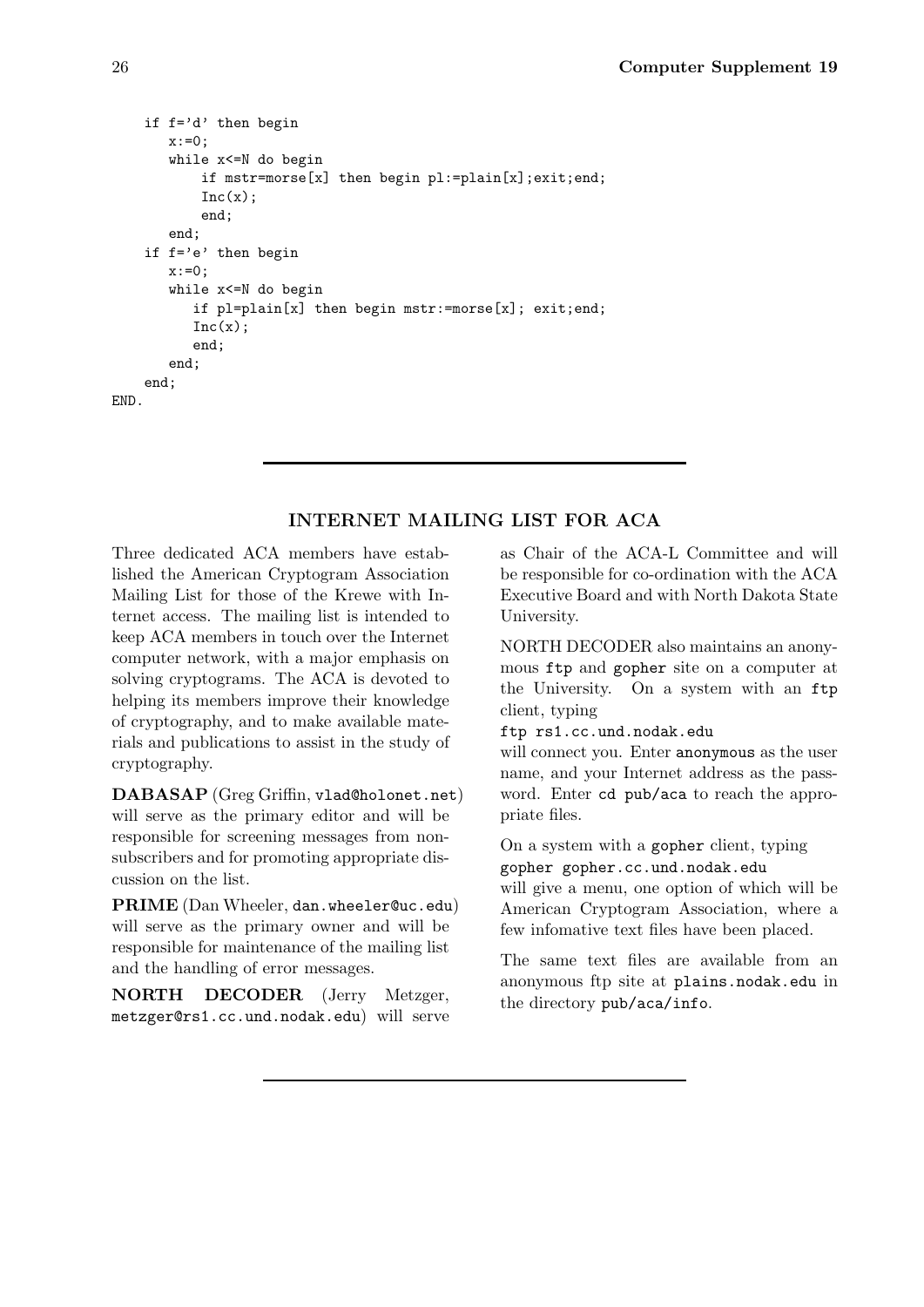```
    if f='d' then begin
       x:=0;
       while x<=N do begin
           if mstr=morse[x] then begin pl:=plain[x];exit;end;
           Inc(x);
           end;
       end;
    if f='e' then begin
       x:=0;
       while x<=N do begin
          if pl=plain[x] then begin mstr:=morse[x]; exit;end;
          Inc(x);
          end;
       end;
    end;
END.
```

---

## INTERNET MAILING LIST FOR ACA

Three dedicated ACA members have established the American Cryptogram Association Mailing List for those of the Krewe with Internet access. The mailing list is intended to keep ACA members in touch over the Internet computer network, with a major emphasis on solving cryptograms. The ACA is devoted to helping its members improve their knowledge of cryptography, and to make available materials and publications to assist in the study of cryptography.

**DABASAP** (Greg Griffin, `vlad@holonet.net`) will serve as the primary editor and will be responsible for screening messages from nonsubscribers and for promoting appropriate discussion on the list.

**PRIME** (Dan Wheeler, `dan.wheeler@uc.edu`) will serve as the primary owner and will be responsible for maintenance of the mailing list and the handling of error messages.

**NORTH DECODER** (Jerry Metzger, `metzger@rs1.cc.und.nodak.edu`) will serve as Chair of the ACA-L Committee and will be responsible for co-ordination with the ACA Executive Board and with North Dakota State University.

NORTH DECODER also maintains an anonymous `ftp` and `gopher` site on a computer at the University. On a system with an `ftp` client, typing

`ftp rs1.cc.und.nodak.edu`

will connect you. Enter `anonymous` as the user name, and your Internet address as the password. Enter `cd pub/aca` to reach the appropriate files.

On a system with a `gopher` client, typing

`gopher gopher.cc.und.nodak.edu`

will give a menu, one option of which will be American Cryptogram Association, where a few infomative text files have been placed.

The same text files are available from an anonymous ftp site at `plains.nodak.edu` in the directory `pub/aca/info`.

---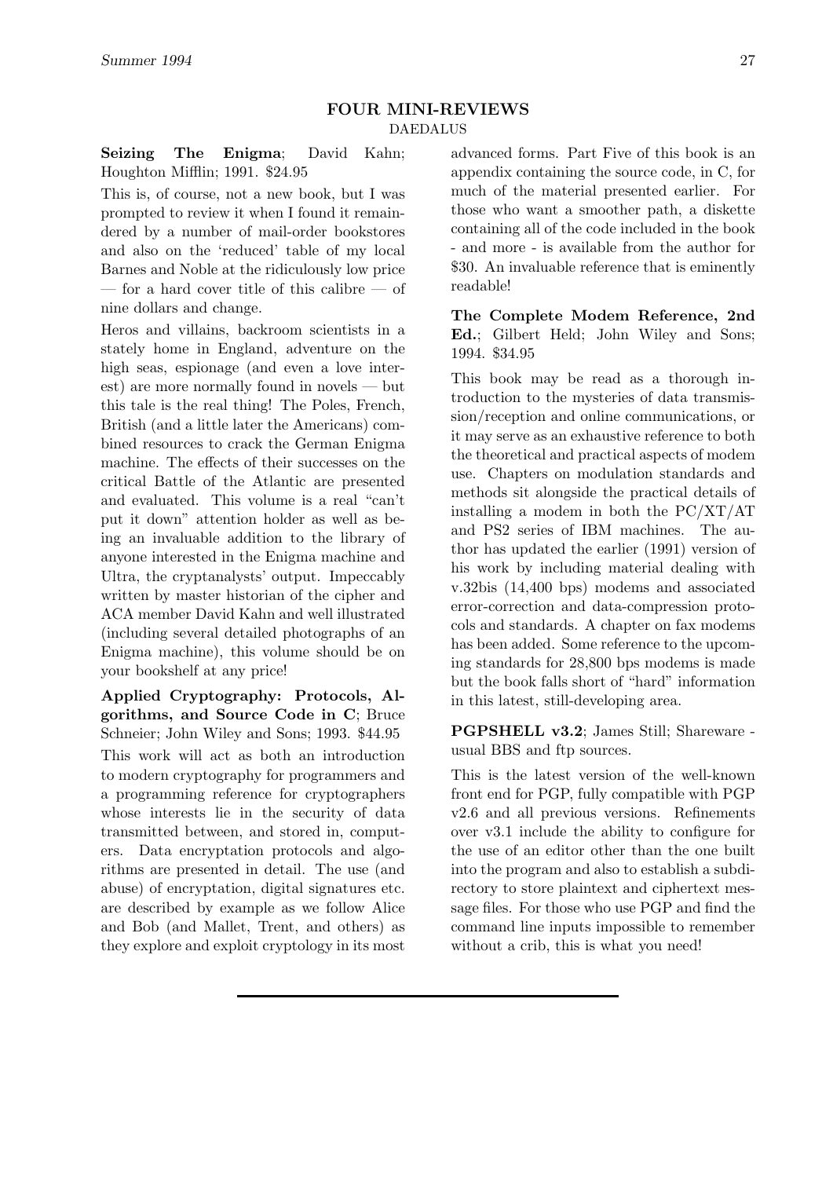## FOUR MINI-REVIEWS

DAEDALUS

**Seizing The Enigma**; David Kahn; Houghton Mifflin; 1991. $24.95

This is, of course, not a new book, but I was prompted to review it when I found it remaindered by a number of mail-order bookstores and also on the 'reduced' table of my local Barnes and Noble at the ridiculously low price — for a hard cover title of this calibre — of nine dollars and change.

Heros and villains, backroom scientists in a stately home in England, adventure on the high seas, espionage (and even a love interest) are more normally found in novels — but this tale is the real thing! The Poles, French, British (and a little later the Americans) combined resources to crack the German Enigma machine. The effects of their successes on the critical Battle of the Atlantic are presented and evaluated. This volume is a real "can't put it down" attention holder as well as being an invaluable addition to the library of anyone interested in the Enigma machine and Ultra, the cryptanalysts' output. Impeccably written by master historian of the cipher and ACA member David Kahn and well illustrated (including several detailed photographs of an Enigma machine), this volume should be on your bookshelf at any price!

**Applied Cryptography: Protocols, Algorithms, and Source Code in C**; Bruce Schneier; John Wiley and Sons; 1993. $44.95

This work will act as both an introduction to modern cryptography for programmers and a programming reference for cryptographers whose interests lie in the security of data transmitted between, and stored in, computers. Data encryptation protocols and algorithms are presented in detail. The use (and abuse) of encryptation, digital signatures etc. are described by example as we follow Alice and Bob (and Mallet, Trent, and others) as they explore and exploit cryptology in its most advanced forms. Part Five of this book is an appendix containing the source code, in C, for much of the material presented earlier. For those who want a smoother path, a diskette containing all of the code included in the book - and more - is available from the author for $30. An invaluable reference that is eminently readable!

**The Complete Modem Reference, 2nd Ed.**; Gilbert Held; John Wiley and Sons; 1994. $34.95

This book may be read as a thorough introduction to the mysteries of data transmission/reception and online communications, or it may serve as an exhaustive reference to both the theoretical and practical aspects of modem use. Chapters on modulation standards and methods sit alongside the practical details of installing a modem in both the PC/XT/AT and PS2 series of IBM machines. The author has updated the earlier (1991) version of his work by including material dealing with v.32bis (14,400 bps) modems and associated error-correction and data-compression protocols and standards. A chapter on fax modems has been added. Some reference to the upcoming standards for 28,800 bps modems is made but the book falls short of "hard" information in this latest, still-developing area.

**PGPSHELL v3.2**; James Still; Shareware - usual BBS and ftp sources.

This is the latest version of the well-known front end for PGP, fully compatible with PGP v2.6 and all previous versions. Refinements over v3.1 include the ability to configure for the use of an editor other than the one built into the program and also to establish a subdirectory to store plaintext and ciphertext message files. For those who use PGP and find the command line inputs impossible to remember without a crib, this is what you need!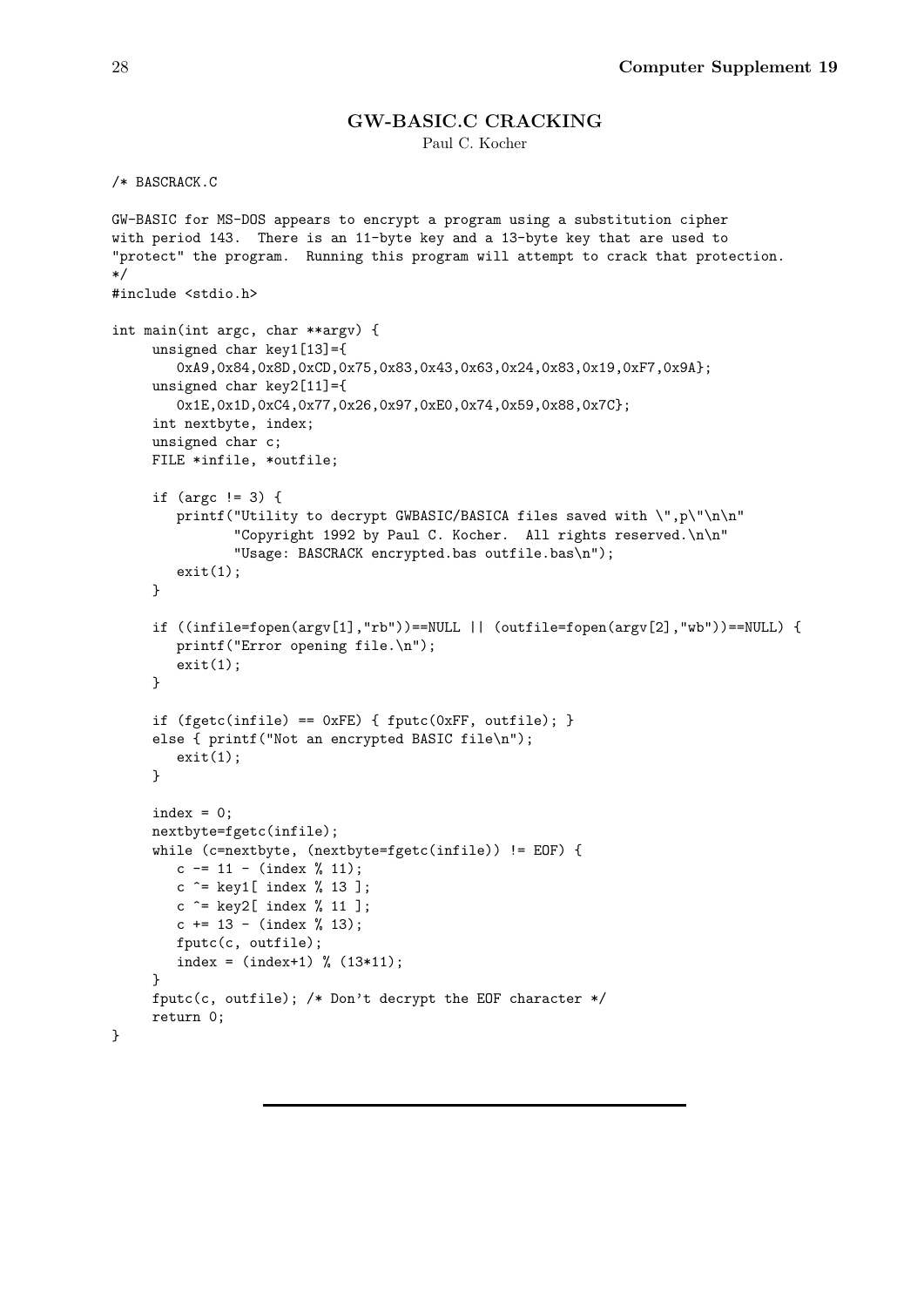## GW-BASIC.C CRACKING

Paul C. Kocher

```
/* BASCRACK.C

GW-BASIC for MS-DOS appears to encrypt a program using a substitution cipher
with period 143.  There is an 11-byte key and a 13-byte key that are used to
"protect" the program.  Running this program will attempt to crack that protection.
*/
#include <stdio.h>

int main(int argc, char **argv) {
     unsigned char key1[13]={
        0xA9,0x84,0x8D,0xCD,0x75,0x83,0x43,0x63,0x24,0x83,0x19,0xF7,0x9A};
     unsigned char key2[11]={
        0x1E,0x1D,0xC4,0x77,0x26,0x97,0xE0,0x74,0x59,0x88,0x7C};
     int nextbyte, index;
     unsigned char c;
     FILE *infile, *outfile;

     if (argc != 3) {
        printf("Utility to decrypt GWBASIC/BASICA files saved with \",p\"\n\n"
               "Copyright 1992 by Paul C. Kocher.  All rights reserved.\n\n"
               "Usage: BASCRACK encrypted.bas outfile.bas\n");
        exit(1);
     }

     if ((infile=fopen(argv[1],"rb"))==NULL || (outfile=fopen(argv[2],"wb"))==NULL) {
        printf("Error opening file.\n");
        exit(1);
     }

     if (fgetc(infile) == 0xFE) { fputc(0xFF, outfile); }
     else { printf("Not an encrypted BASIC file\n");
        exit(1);
     }

     index = 0;
     nextbyte=fgetc(infile);
     while (c=nextbyte, (nextbyte=fgetc(infile)) != EOF) {
        c -= 11 - (index % 11);
        c ^= key1[ index % 13 ];
        c ^= key2[ index % 11 ];
        c += 13 - (index % 13);
        fputc(c, outfile);
        index = (index+1) % (13*11);
     }
     fputc(c, outfile); /* Don't decrypt the EOF character */
     return 0;
}
```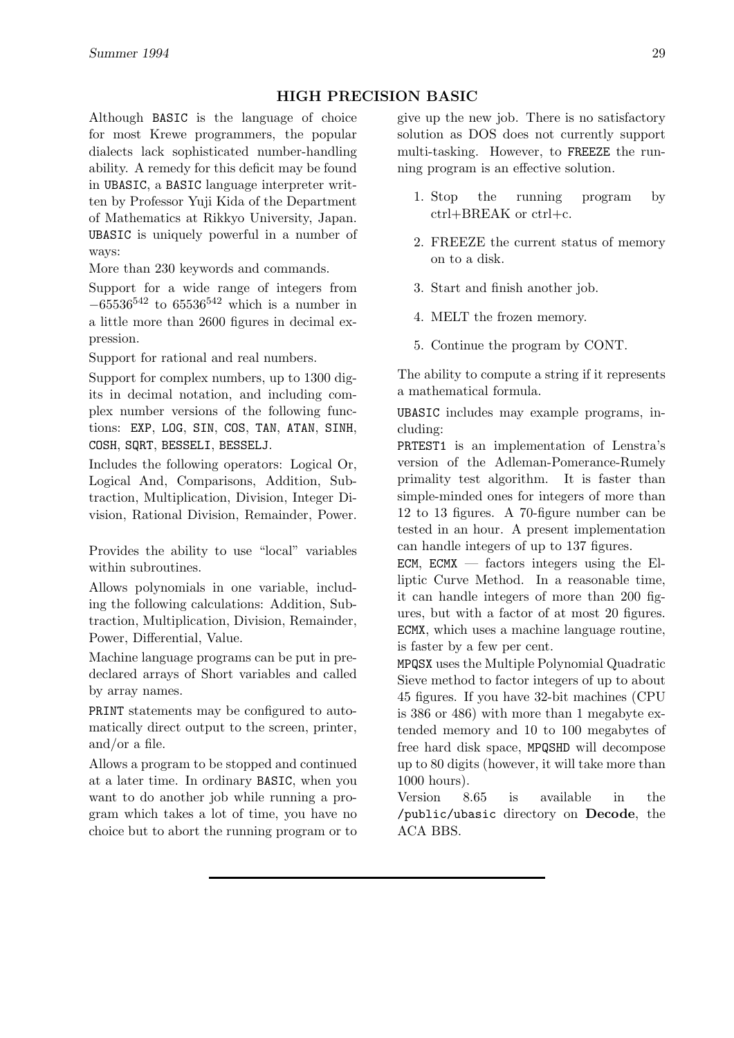## HIGH PRECISION BASIC

Although BASIC is the language of choice for most Krewe programmers, the popular dialects lack sophisticated number-handling ability. A remedy for this deficit may be found in UBASIC, a BASIC language interpreter written by Professor Yuji Kida of the Department of Mathematics at Rikkyo University, Japan. UBASIC is uniquely powerful in a number of ways:

More than 230 keywords and commands.

Support for a wide range of integers from $-65536^{542}$ to $65536^{542}$ which is a number in a little more than 2600 figures in decimal expression.

Support for rational and real numbers.

Support for complex numbers, up to 1300 digits in decimal notation, and including complex number versions of the following functions: EXP, LOG, SIN, COS, TAN, ATAN, SINH, COSH, SQRT, BESSELI, BESSELJ.

Includes the following operators: Logical Or, Logical And, Comparisons, Addition, Subtraction, Multiplication, Division, Integer Division, Rational Division, Remainder, Power.

Provides the ability to use "local" variables within subroutines.

Allows polynomials in one variable, including the following calculations: Addition, Subtraction, Multiplication, Division, Remainder, Power, Differential, Value.

Machine language programs can be put in predeclared arrays of Short variables and called by array names.

PRINT statements may be configured to automatically direct output to the screen, printer, and/or a file.

Allows a program to be stopped and continued at a later time. In ordinary BASIC, when you want to do another job while running a program which takes a lot of time, you have no choice but to abort the running program or to give up the new job. There is no satisfactory solution as DOS does not currently support multi-tasking. However, to FREEZE the running program is an effective solution.

1. Stop the running program by ctrl+BREAK or ctrl+c.
2. FREEZE the current status of memory on to a disk.
3. Start and finish another job.
4. MELT the frozen memory.
5. Continue the program by CONT.

The ability to compute a string if it represents a mathematical formula.

UBASIC includes may example programs, including:

PRTEST1 is an implementation of Lenstra's version of the Adleman-Pomerance-Rumely primality test algorithm. It is faster than simple-minded ones for integers of more than 12 to 13 figures. A 70-figure number can be tested in an hour. A present implementation can handle integers of up to 137 figures.

ECM, ECMX — factors integers using the Elliptic Curve Method. In a reasonable time, it can handle integers of more than 200 figures, but with a factor of at most 20 figures. ECMX, which uses a machine language routine, is faster by a few per cent.

MPQSX uses the Multiple Polynomial Quadratic Sieve method to factor integers of up to about 45 figures. If you have 32-bit machines (CPU is 386 or 486) with more than 1 megabyte extended memory and 10 to 100 megabytes of free hard disk space, MPQSHD will decompose up to 80 digits (however, it will take more than 1000 hours).

Version 8.65 is available in the /public/ubasic directory on **Decode**, the ACA BBS.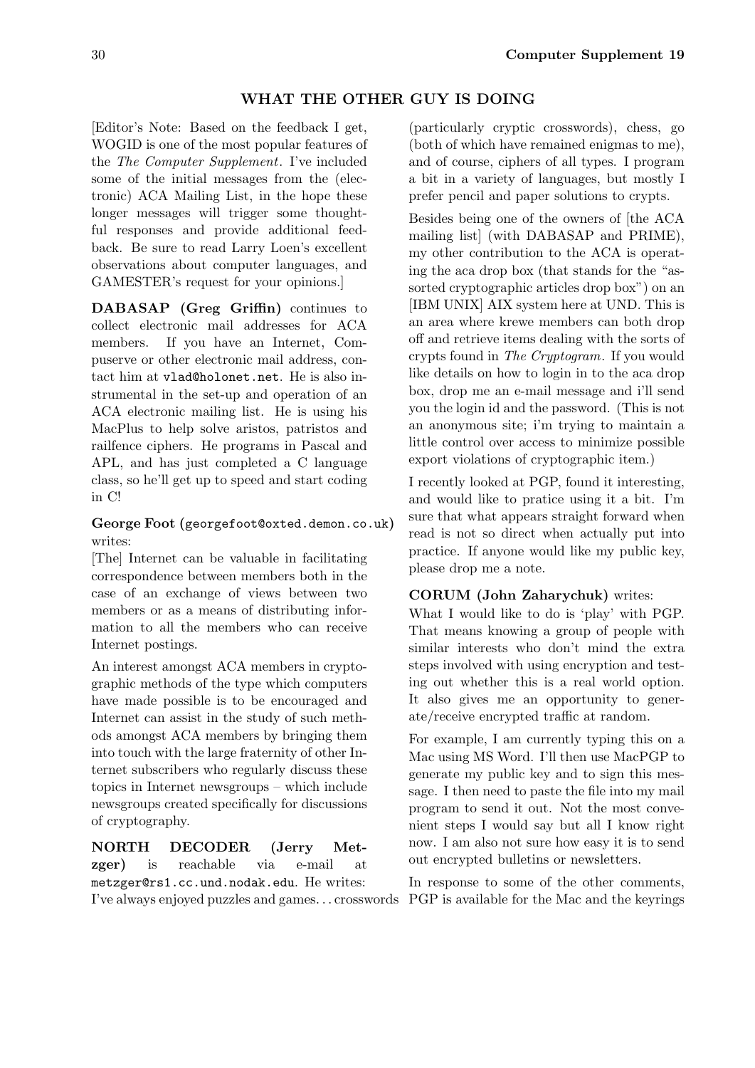## WHAT THE OTHER GUY IS DOING

[Editor's Note: Based on the feedback I get, WOGID is one of the most popular features of the *The Computer Supplement*. I've included some of the initial messages from the (electronic) ACA Mailing List, in the hope these longer messages will trigger some thoughtful responses and provide additional feedback. Be sure to read Larry Loen's excellent observations about computer languages, and GAMESTER's request for your opinions.]

**DABASAP (Greg Griffin)** continues to collect electronic mail addresses for ACA members. If you have an Internet, Compuserve or other electronic mail address, contact him at `vlad@holonet.net`. He is also instrumental in the set-up and operation of an ACA electronic mailing list. He is using his MacPlus to help solve aristos, patristos and railfence ciphers. He programs in Pascal and APL, and has just completed a C language class, so he'll get up to speed and start coding in C!

**George Foot** (`georgefoot@oxted.demon.co.uk`) writes:

[The] Internet can be valuable in facilitating correspondence between members both in the case of an exchange of views between two members or as a means of distributing information to all the members who can receive Internet postings.

An interest amongst ACA members in cryptographic methods of the type which computers have made possible is to be encouraged and Internet can assist in the study of such methods amongst ACA members by bringing them into touch with the large fraternity of other Internet subscribers who regularly discuss these topics in Internet newsgroups – which include newsgroups created specifically for discussions of cryptography.

**NORTH DECODER (Jerry Metzger)** is reachable via e-mail at `metzger@rs1.cc.und.nodak.edu`. He writes:

I've always enjoyed puzzles and games. . . crosswords (particularly cryptic crosswords), chess, go (both of which have remained enigmas to me), and of course, ciphers of all types. I program a bit in a variety of languages, but mostly I prefer pencil and paper solutions to crypts.

Besides being one of the owners of [the ACA mailing list] (with DABASAP and PRIME), my other contribution to the ACA is operating the aca drop box (that stands for the "assorted cryptographic articles drop box") on an [IBM UNIX] AIX system here at UND. This is an area where krewe members can both drop off and retrieve items dealing with the sorts of crypts found in *The Cryptogram*. If you would like details on how to login in to the aca drop box, drop me an e-mail message and i'll send you the login id and the password. (This is not an anonymous site; i'm trying to maintain a little control over access to minimize possible export violations of cryptographic item.)

I recently looked at PGP, found it interesting, and would like to pratice using it a bit. I'm sure that what appears straight forward when read is not so direct when actually put into practice. If anyone would like my public key, please drop me a note.

**CORUM (John Zaharychuk)** writes:

What I would like to do is 'play' with PGP. That means knowing a group of people with similar interests who don't mind the extra steps involved with using encryption and testing out whether this is a real world option. It also gives me an opportunity to generate/receive encrypted traffic at random.

For example, I am currently typing this on a Mac using MS Word. I'll then use MacPGP to generate my public key and to sign this message. I then need to paste the file into my mail program to send it out. Not the most convenient steps I would say but all I know right now. I am also not sure how easy it is to send out encrypted bulletins or newsletters.

In response to some of the other comments, PGP is available for the Mac and the keyrings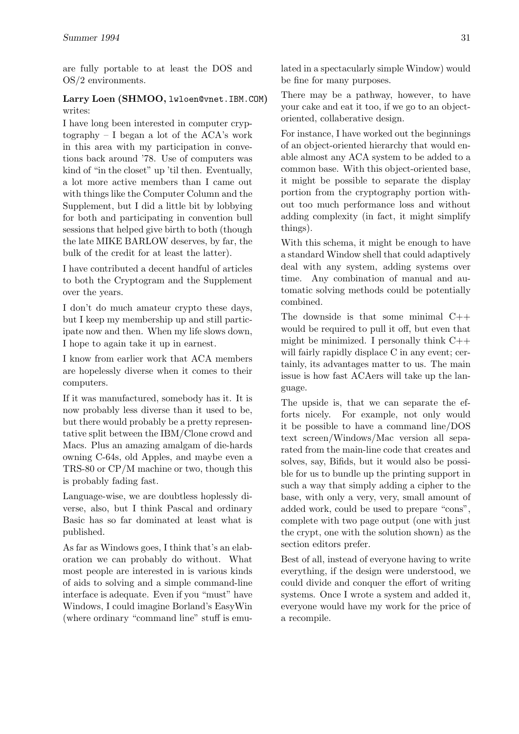are fully portable to at least the DOS and OS/2 environments.

**Larry Loen (SHMOO, lwloen@vnet.IBM.COM)** writes:

I have long been interested in computer cryptography – I began a lot of the ACA's work in this area with my participation in convetions back around '78. Use of computers was kind of "in the closet" up 'til then. Eventually, a lot more active members than I came out with things like the Computer Column and the Supplement, but I did a little bit by lobbying for both and participating in convention bull sessions that helped give birth to both (though the late MIKE BARLOW deserves, by far, the bulk of the credit for at least the latter).

I have contributed a decent handful of articles to both the Cryptogram and the Supplement over the years.

I don't do much amateur crypto these days, but I keep my membership up and still participate now and then. When my life slows down, I hope to again take it up in earnest.

I know from earlier work that ACA members are hopelessly diverse when it comes to their computers.

If it was manufactured, somebody has it. It is now probably less diverse than it used to be, but there would probably be a pretty representative split between the IBM/Clone crowd and Macs. Plus an amazing amalgam of die-hards owning C-64s, old Apples, and maybe even a TRS-80 or CP/M machine or two, though this is probably fading fast.

Language-wise, we are doubtless hoplessly diverse, also, but I think Pascal and ordinary Basic has so far dominated at least what is published.

As far as Windows goes, I think that's an elaboration we can probably do without. What most people are interested in is various kinds of aids to solving and a simple command-line interface is adequate. Even if you "must" have Windows, I could imagine Borland's EasyWin (where ordinary "command line" stuff is emulated in a spectacularly simple Window) would be fine for many purposes.

There may be a pathway, however, to have your cake and eat it too, if we go to an object-oriented, collaberative design.

For instance, I have worked out the beginnings of an object-oriented hierarchy that would enable almost any ACA system to be added to a common base. With this object-oriented base, it might be possible to separate the display portion from the cryptography portion without too much performance loss and without adding complexity (in fact, it might simplify things).

With this schema, it might be enough to have a standard Window shell that could adaptively deal with any system, adding systems over time. Any combination of manual and automatic solving methods could be potentially combined.

The downside is that some minimal C++ would be required to pull it off, but even that might be minimized. I personally think C++ will fairly rapidly displace C in any event; certainly, its advantages matter to us. The main issue is how fast ACAers will take up the language.

The upside is, that we can separate the efforts nicely. For example, not only would it be possible to have a command line/DOS text screen/Windows/Mac version all separated from the main-line code that creates and solves, say, Bifids, but it would also be possible for us to bundle up the printing support in such a way that simply adding a cipher to the base, with only a very, very, small amount of added work, could be used to prepare "cons", complete with two page output (one with just the crypt, one with the solution shown) as the section editors prefer.

Best of all, instead of everyone having to write everything, if the design were understood, we could divide and conquer the effort of writing systems. Once I wrote a system and added it, everyone would have my work for the price of a recompile.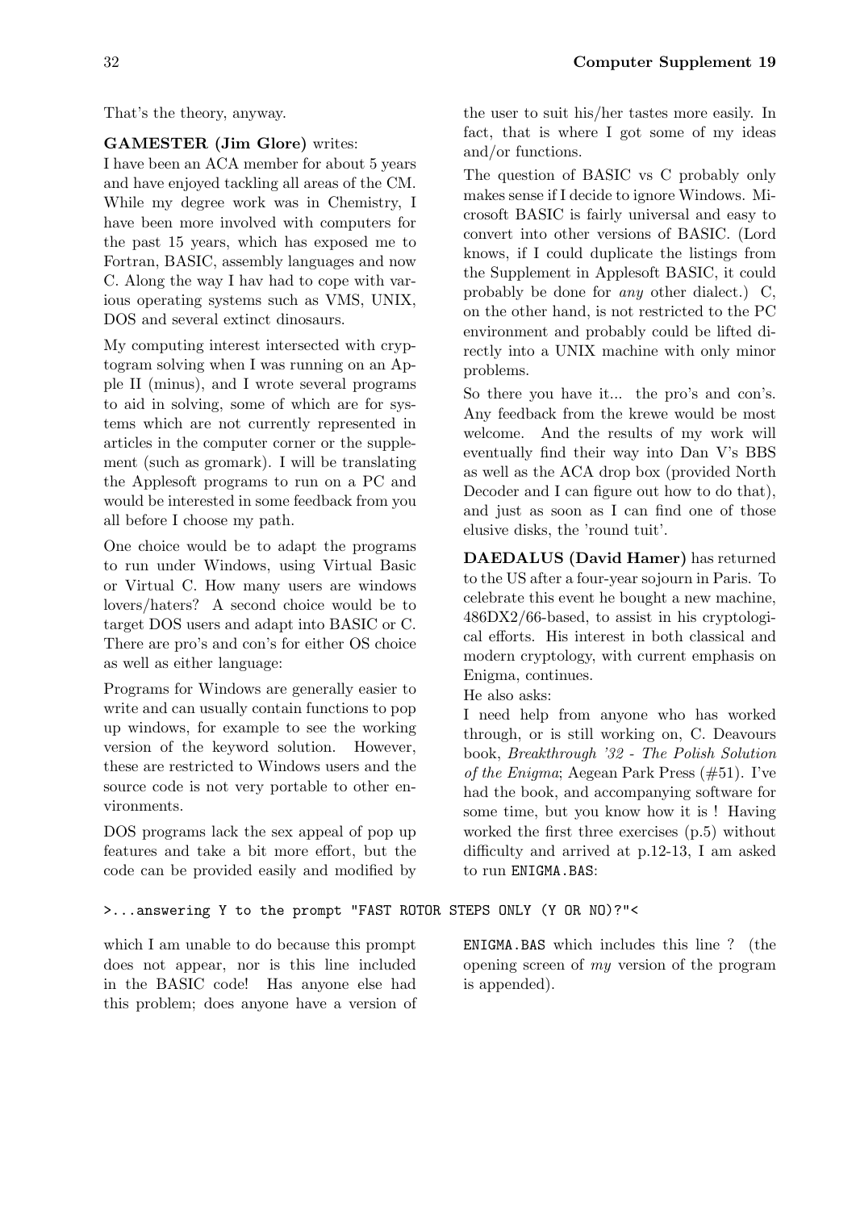That's the theory, anyway.

**GAMESTER (Jim Glore)** writes:

I have been an ACA member for about 5 years and have enjoyed tackling all areas of the CM. While my degree work was in Chemistry, I have been more involved with computers for the past 15 years, which has exposed me to Fortran, BASIC, assembly languages and now C. Along the way I hav had to cope with various operating systems such as VMS, UNIX, DOS and several extinct dinosaurs.

My computing interest intersected with cryptogram solving when I was running on an Apple II (minus), and I wrote several programs to aid in solving, some of which are for systems which are not currently represented in articles in the computer corner or the supplement (such as gromark). I will be translating the Applesoft programs to run on a PC and would be interested in some feedback from you all before I choose my path.

One choice would be to adapt the programs to run under Windows, using Virtual Basic or Virtual C. How many users are windows lovers/haters? A second choice would be to target DOS users and adapt into BASIC or C. There are pro's and con's for either OS choice as well as either language:

Programs for Windows are generally easier to write and can usually contain functions to pop up windows, for example to see the working version of the keyword solution. However, these are restricted to Windows users and the source code is not very portable to other environments.

DOS programs lack the sex appeal of pop up features and take a bit more effort, but the code can be provided easily and modified by the user to suit his/her tastes more easily. In fact, that is where I got some of my ideas and/or functions.

The question of BASIC vs C probably only makes sense if I decide to ignore Windows. Microsoft BASIC is fairly universal and easy to convert into other versions of BASIC. (Lord knows, if I could duplicate the listings from the Supplement in Applesoft BASIC, it could probably be done for *any* other dialect.) C, on the other hand, is not restricted to the PC environment and probably could be lifted directly into a UNIX machine with only minor problems.

So there you have it... the pro's and con's. Any feedback from the krewe would be most welcome. And the results of my work will eventually find their way into Dan V's BBS as well as the ACA drop box (provided North Decoder and I can figure out how to do that), and just as soon as I can find one of those elusive disks, the 'round tuit'.

**DAEDALUS (David Hamer)** has returned to the US after a four-year sojourn in Paris. To celebrate this event he bought a new machine, 486DX2/66-based, to assist in his cryptological efforts. His interest in both classical and modern cryptology, with current emphasis on Enigma, continues.

He also asks:

I need help from anyone who has worked through, or is still working on, C. Deavours book, *Breakthrough '32 - The Polish Solution of the Enigma*; Aegean Park Press (#51). I've had the book, and accompanying software for some time, but you know how it is ! Having worked the first three exercises (p.5) without difficulty and arrived at p.12-13, I am asked to run `ENIGMA.BAS`:

```
>...answering Y to the prompt "FAST ROTOR STEPS ONLY (Y OR NO)?"<
```

which I am unable to do because this prompt does not appear, nor is this line included in the BASIC code! Has anyone else had this problem; does anyone have a version of `ENIGMA.BAS` which includes this line ? (the opening screen of *my* version of the program is appended).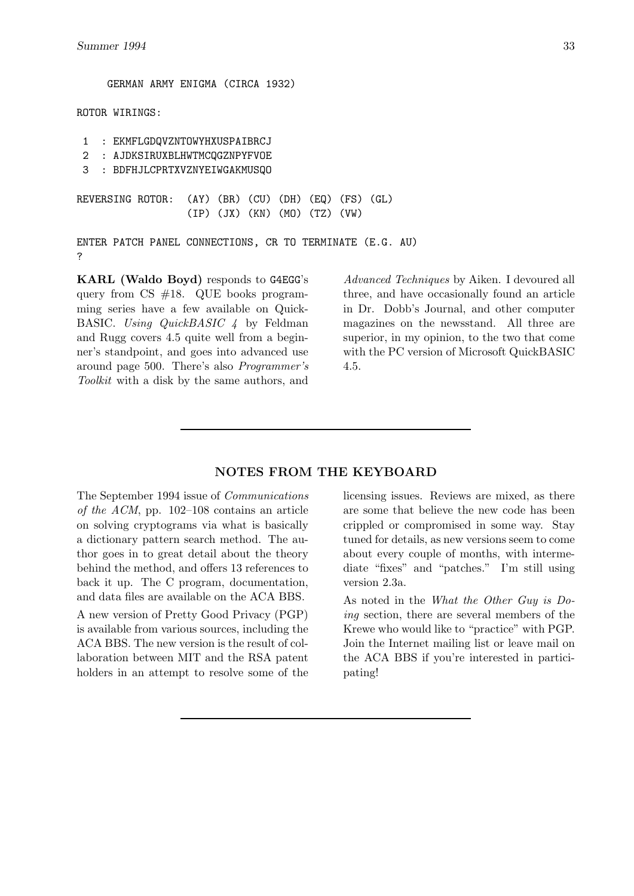```
     GERMAN ARMY ENIGMA (CIRCA 1932)

ROTOR WIRINGS:

 1  : EKMFLGDQVZNTOWYHXUSPAIBRCJ
 2  : AJDKSIRUXBLHWTMCQGZNPYFVOE
 3  : BDFHJLCPRTXVZNYEIWGAKMUSQO

REVERSING ROTOR:  (AY) (BR) (CU) (DH) (EQ) (FS) (GL)
                  (IP) (JX) (KN) (MO) (TZ) (VW)

ENTER PATCH PANEL CONNECTIONS, CR TO TERMINATE (E.G. AU)
?
```

**KARL (Waldo Boyd)** responds to G4EGG's query from CS #18. QUE books programming series have a few available on QuickBASIC. *Using QuickBASIC 4* by Feldman and Rugg covers 4.5 quite well from a beginner's standpoint, and goes into advanced use around page 500. There's also *Programmer's Toolkit* with a disk by the same authors, and *Advanced Techniques* by Aiken. I devoured all three, and have occasionally found an article in Dr. Dobb's Journal, and other computer magazines on the newsstand. All three are superior, in my opinion, to the two that come with the PC version of Microsoft QuickBASIC 4.5.

---

## NOTES FROM THE KEYBOARD

The September 1994 issue of *Communications of the ACM*, pp. 102–108 contains an article on solving cryptograms via what is basically a dictionary pattern search method. The author goes in to great detail about the theory behind the method, and offers 13 references to back it up. The C program, documentation, and data files are available on the ACA BBS.

A new version of Pretty Good Privacy (PGP) is available from various sources, including the ACA BBS. The new version is the result of collaboration between MIT and the RSA patent holders in an attempt to resolve some of the licensing issues. Reviews are mixed, as there are some that believe the new code has been crippled or compromised in some way. Stay tuned for details, as new versions seem to come about every couple of months, with intermediate "fixes" and "patches." I'm still using version 2.3a.

As noted in the *What the Other Guy is Doing* section, there are several members of the Krewe who would like to "practice" with PGP. Join the Internet mailing list or leave mail on the ACA BBS if you're interested in participating!

---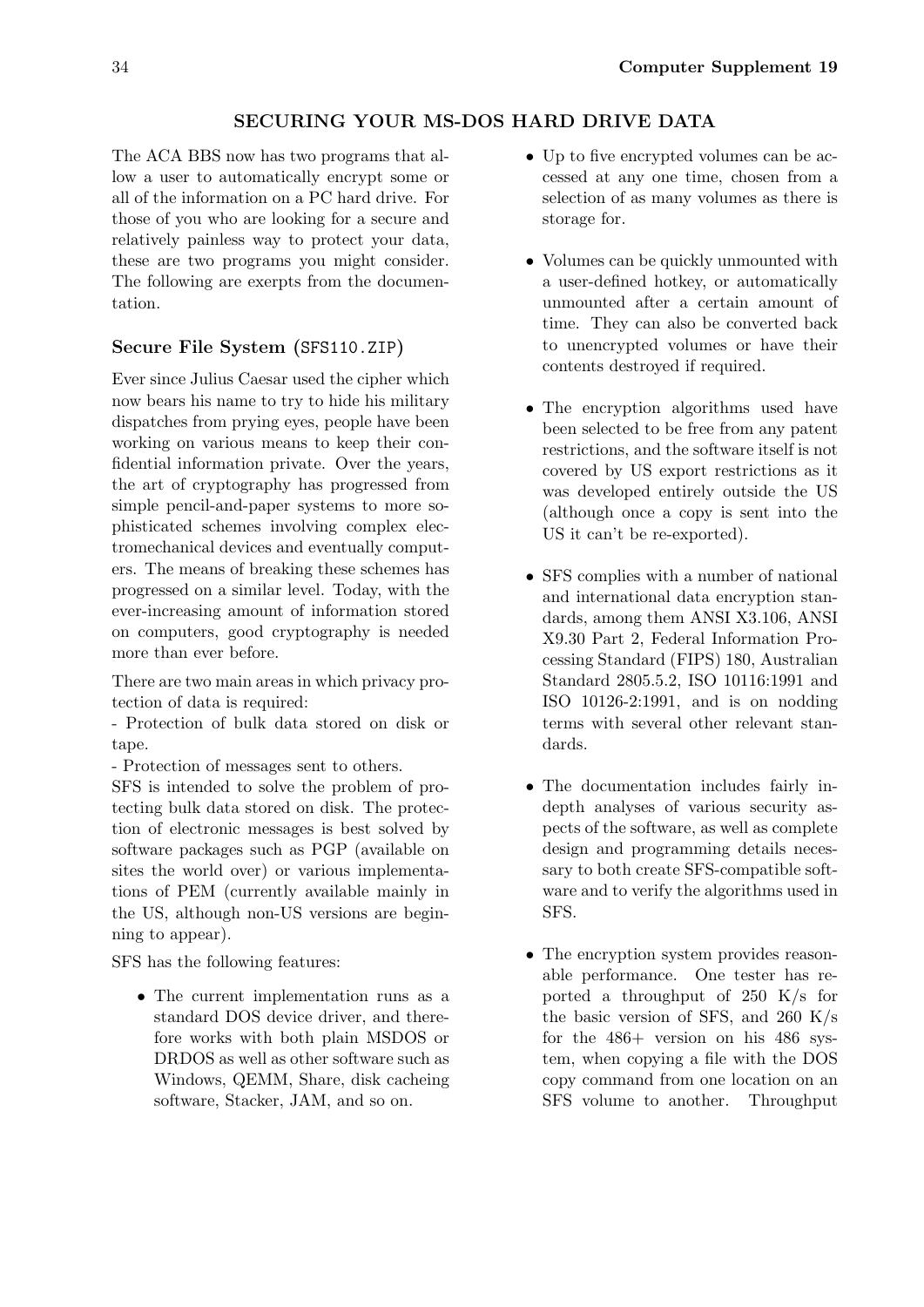## SECURING YOUR MS-DOS HARD DRIVE DATA

The ACA BBS now has two programs that allow a user to automatically encrypt some or all of the information on a PC hard drive. For those of you who are looking for a secure and relatively painless way to protect your data, these are two programs you might consider. The following are exerpts from the documentation.

### Secure File System (`SFS110.ZIP`)

Ever since Julius Caesar used the cipher which now bears his name to try to hide his military dispatches from prying eyes, people have been working on various means to keep their confidential information private. Over the years, the art of cryptography has progressed from simple pencil-and-paper systems to more sophisticated schemes involving complex electromechanical devices and eventually computers. The means of breaking these schemes has progressed on a similar level. Today, with the ever-increasing amount of information stored on computers, good cryptography is needed more than ever before.

There are two main areas in which privacy protection of data is required:

- Protection of bulk data stored on disk or tape.

- Protection of messages sent to others.

SFS is intended to solve the problem of protecting bulk data stored on disk. The protection of electronic messages is best solved by software packages such as PGP (available on sites the world over) or various implementations of PEM (currently available mainly in the US, although non-US versions are beginning to appear).

SFS has the following features:

- The current implementation runs as a standard DOS device driver, and therefore works with both plain MSDOS or DRDOS as well as other software such as Windows, QEMM, Share, disk cacheing software, Stacker, JAM, and so on.

- Up to five encrypted volumes can be accessed at any one time, chosen from a selection of as many volumes as there is storage for.

- Volumes can be quickly unmounted with a user-defined hotkey, or automatically unmounted after a certain amount of time. They can also be converted back to unencrypted volumes or have their contents destroyed if required.

- The encryption algorithms used have been selected to be free from any patent restrictions, and the software itself is not covered by US export restrictions as it was developed entirely outside the US (although once a copy is sent into the US it can't be re-exported).

- SFS complies with a number of national and international data encryption standards, among them ANSI X3.106, ANSI X9.30 Part 2, Federal Information Processing Standard (FIPS) 180, Australian Standard 2805.5.2, ISO 10116:1991 and ISO 10126-2:1991, and is on nodding terms with several other relevant standards.

- The documentation includes fairly in-depth analyses of various security aspects of the software, as well as complete design and programming details necessary to both create SFS-compatible software and to verify the algorithms used in SFS.

- The encryption system provides reasonable performance. One tester has reported a throughput of 250 K/s for the basic version of SFS, and 260 K/s for the 486+ version on his 486 system, when copying a file with the DOS copy command from one location on an SFS volume to another. Throughput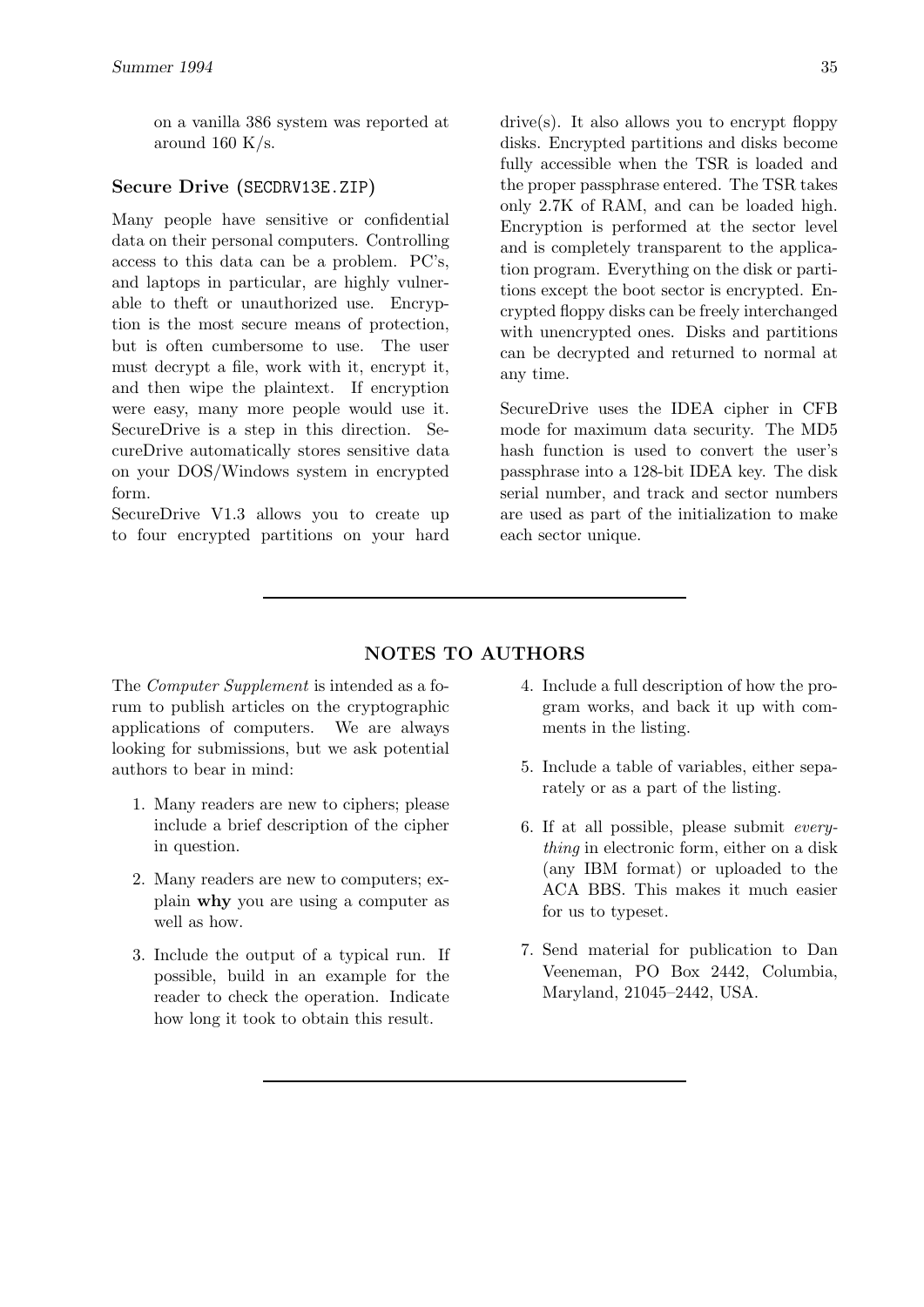on a vanilla 386 system was reported at around 160 K/s.

### Secure Drive (SECDRV13E.ZIP)

Many people have sensitive or confidential data on their personal computers. Controlling access to this data can be a problem. PC's, and laptops in particular, are highly vulnerable to theft or unauthorized use. Encryption is the most secure means of protection, but is often cumbersome to use. The user must decrypt a file, work with it, encrypt it, and then wipe the plaintext. If encryption were easy, many more people would use it. SecureDrive is a step in this direction. SecureDrive automatically stores sensitive data on your DOS/Windows system in encrypted form.

SecureDrive V1.3 allows you to create up to four encrypted partitions on your hard drive(s). It also allows you to encrypt floppy disks. Encrypted partitions and disks become fully accessible when the TSR is loaded and the proper passphrase entered. The TSR takes only 2.7K of RAM, and can be loaded high. Encryption is performed at the sector level and is completely transparent to the application program. Everything on the disk or partitions except the boot sector is encrypted. Encrypted floppy disks can be freely interchanged with unencrypted ones. Disks and partitions can be decrypted and returned to normal at any time.

SecureDrive uses the IDEA cipher in CFB mode for maximum data security. The MD5 hash function is used to convert the user's passphrase into a 128-bit IDEA key. The disk serial number, and track and sector numbers are used as part of the initialization to make each sector unique.

---

## NOTES TO AUTHORS

The *Computer Supplement* is intended as a forum to publish articles on the cryptographic applications of computers. We are always looking for submissions, but we ask potential authors to bear in mind:

1. Many readers are new to ciphers; please include a brief description of the cipher in question.
2. Many readers are new to computers; explain **why** you are using a computer as well as how.
3. Include the output of a typical run. If possible, build in an example for the reader to check the operation. Indicate how long it took to obtain this result.
4. Include a full description of how the program works, and back it up with comments in the listing.
5. Include a table of variables, either separately or as a part of the listing.
6. If at all possible, please submit *everything* in electronic form, either on a disk (any IBM format) or uploaded to the ACA BBS. This makes it much easier for us to typeset.
7. Send material for publication to Dan Veeneman, PO Box 2442, Columbia, Maryland, 21045–2442, USA.

---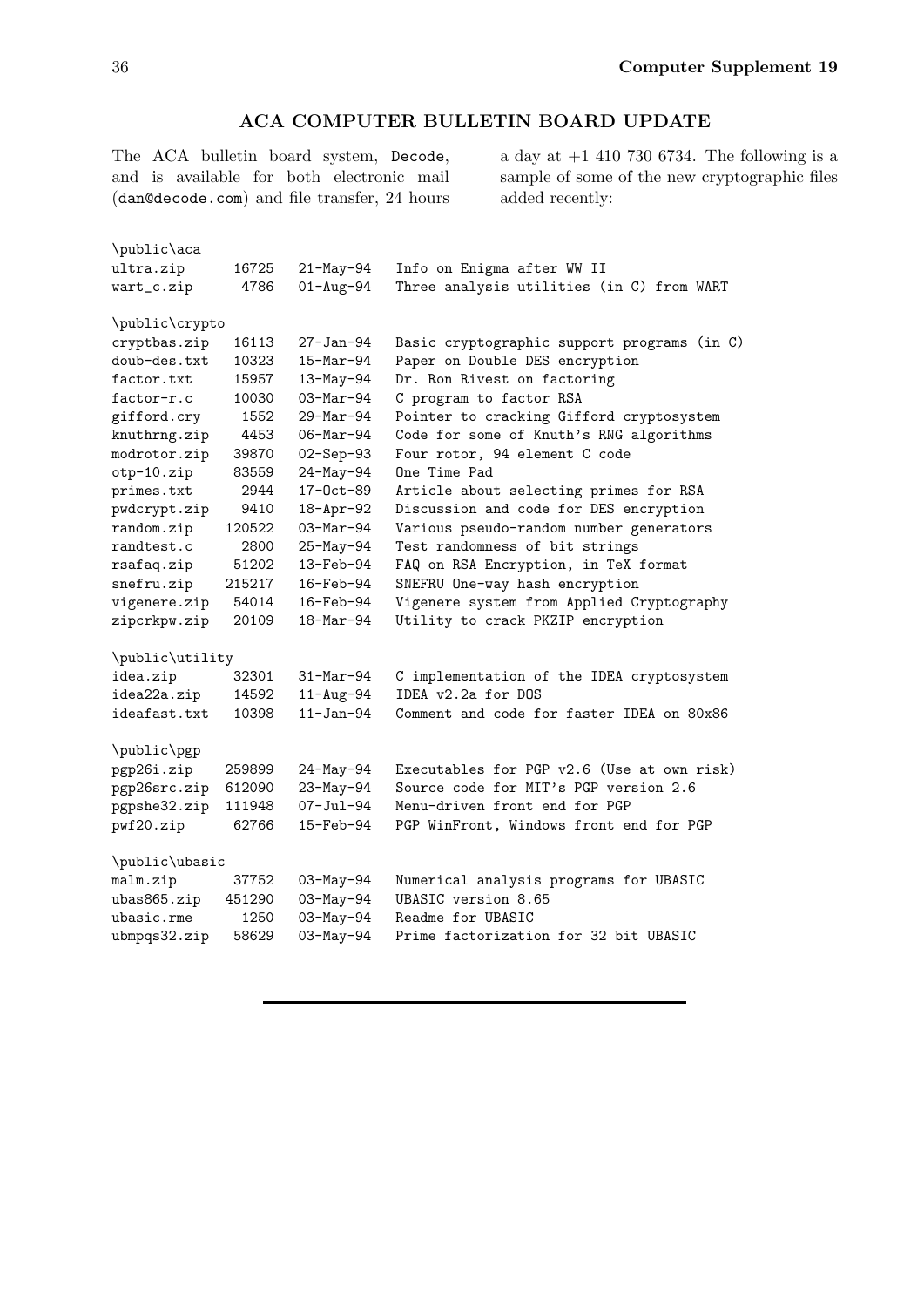## ACA COMPUTER BULLETIN BOARD UPDATE

The ACA bulletin board system, Decode, and is available for both electronic mail (dan@decode.com) and file transfer, 24 hours a day at +1 410 730 6734. The following is a sample of some of the new cryptographic files added recently:

```
\public\aca
ultra.zip      16725   21-May-94   Info on Enigma after WW II
wart_c.zip      4786   01-Aug-94   Three analysis utilities (in C) from WART

\public\crypto
cryptbas.zip   16113   27-Jan-94   Basic cryptographic support programs (in C)
doub-des.txt   10323   15-Mar-94   Paper on Double DES encryption
factor.txt     15957   13-May-94   Dr. Ron Rivest on factoring
factor-r.c     10030   03-Mar-94   C program to factor RSA
gifford.cry     1552   29-Mar-94   Pointer to cracking Gifford cryptosystem
knuthrng.zip    4453   06-Mar-94   Code for some of Knuth's RNG algorithms
modrotor.zip   39870   02-Sep-93   Four rotor, 94 element C code
otp-10.zip     83559   24-May-94   One Time Pad
primes.txt      2944   17-Oct-89   Article about selecting primes for RSA
pwdcrypt.zip    9410   18-Apr-92   Discussion and code for DES encryption
random.zip    120522   03-Mar-94   Various pseudo-random number generators
randtest.c      2800   25-May-94   Test randomness of bit strings
rsafaq.zip     51202   13-Feb-94   FAQ on RSA Encryption, in TeX format
snefru.zip    215217   16-Feb-94   SNEFRU One-way hash encryption
vigenere.zip   54014   16-Feb-94   Vigenere system from Applied Cryptography
zipcrkpw.zip   20109   18-Mar-94   Utility to crack PKZIP encryption

\public\utility
idea.zip       32301   31-Mar-94   C implementation of the IDEA cryptosystem
idea22a.zip    14592   11-Aug-94   IDEA v2.2a for DOS
ideafast.txt   10398   11-Jan-94   Comment and code for faster IDEA on 80x86

\public\pgp
pgp26i.zip    259899   24-May-94   Executables for PGP v2.6 (Use at own risk)
pgp26src.zip  612090   23-May-94   Source code for MIT's PGP version 2.6
pgpshe32.zip  111948   07-Jul-94   Menu-driven front end for PGP
pwf20.zip      62766   15-Feb-94   PGP WinFront, Windows front end for PGP

\public\ubasic
malm.zip       37752   03-May-94   Numerical analysis programs for UBASIC
ubas865.zip   451290   03-May-94   UBASIC version 8.65
ubasic.rme      1250   03-May-94   Readme for UBASIC
ubmpqs32.zip   58629   03-May-94   Prime factorization for 32 bit UBASIC
```